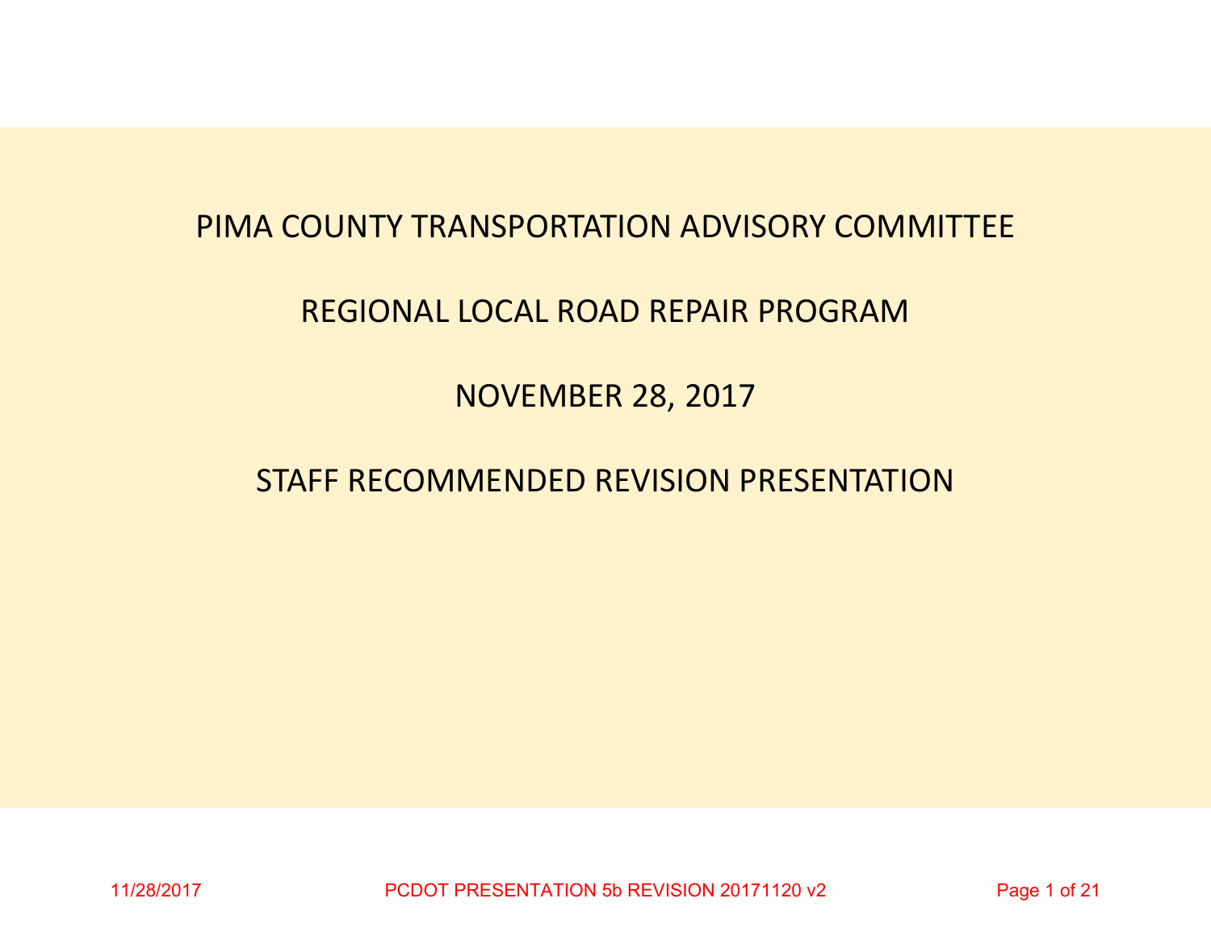# PIMA COUNTY TRANSPORTATION ADVISORY COMMITTEE

## REGIONAL LOCAL ROAD REPAIR PROGRAM

## NOVEMBER 28, 2017

## STAFF RECOMMENDED REVISION PRESENTATION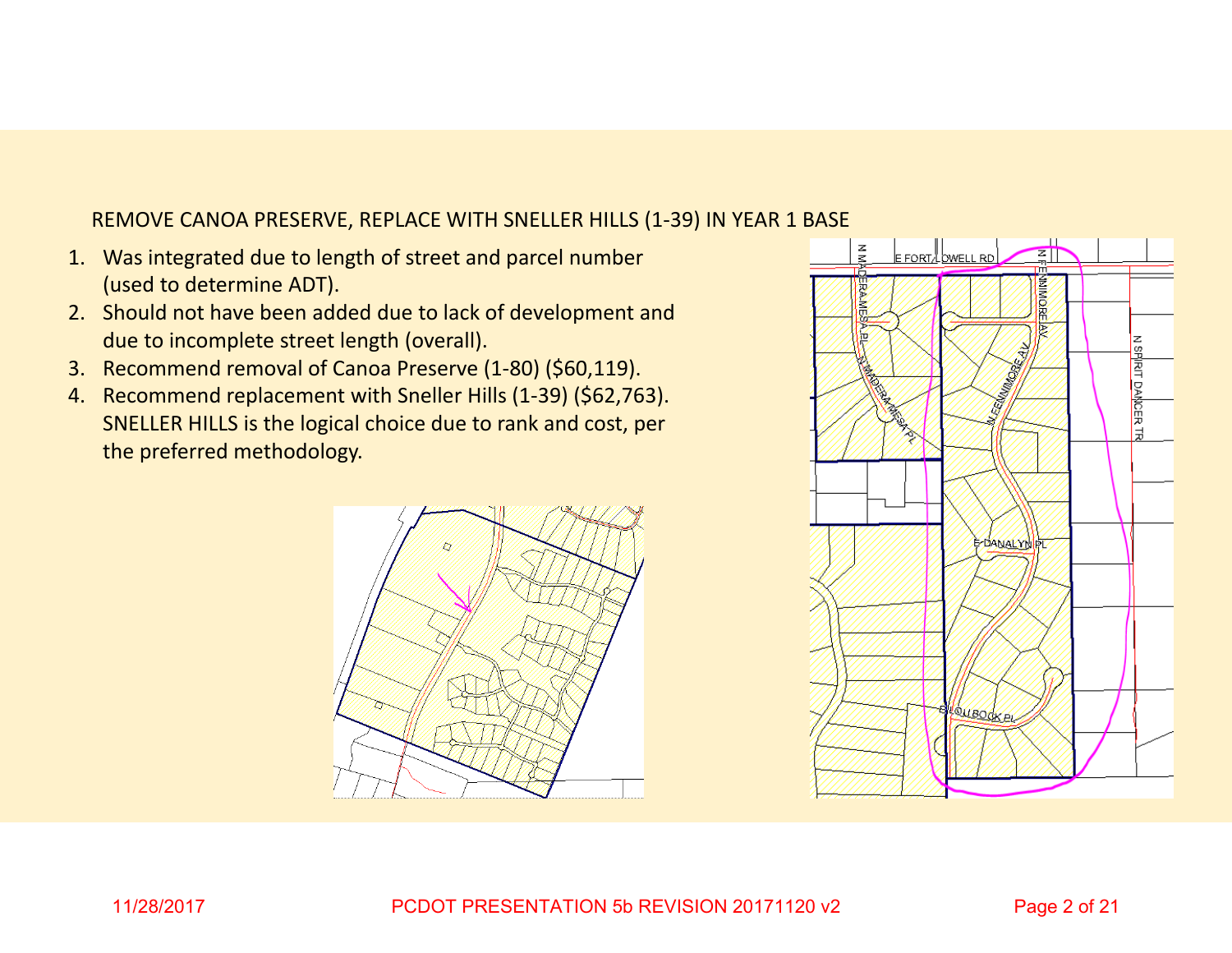REMOVE CANOA PRESERVE, REPLACE WITH SNELLER HILLS (1-39) IN YEAR 1 BASE

1. Was integrated due to length of street and parcel number (used to determine ADT).
2. Should not have been added due to lack of development and due to incomplete street length (overall).
3. Recommend removal of Canoa Preserve (1-80) ($60,119).
4. Recommend replacement with Sneller Hills (1-39) ($62,763). SNELLER HILLS is the logical choice due to rank and cost, per the preferred methodology.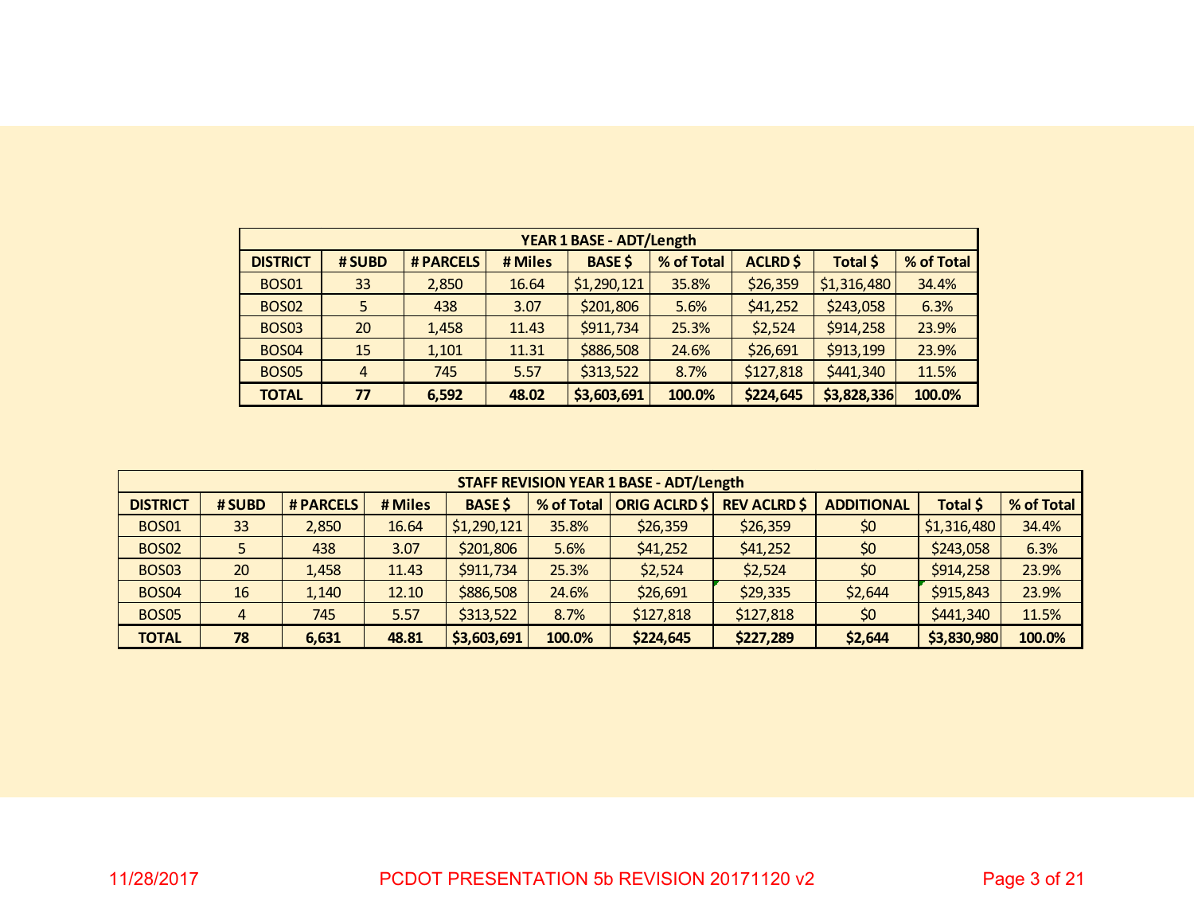| YEAR 1 BASE - ADT/Length | | | | | | | | |
|---|---|---|---|---|---|---|---|---|
| **DISTRICT** | **# SUBD** | **# PARCELS** | **# Miles** | **BASE $** | **% of Total** | **ACLRD $** | **Total $** | **% of Total** |
| BOS01 | 33 | 2,850 | 16.64 | $1,290,121 | 35.8% | $26,359 | $1,316,480 | 34.4% |
| BOS02 | 5 | 438 | 3.07 | $201,806 | 5.6% | $41,252 | $243,058 | 6.3% |
| BOS03 | 20 | 1,458 | 11.43 | $911,734 | 25.3% | $2,524 | $914,258 | 23.9% |
| BOS04 | 15 | 1,101 | 11.31 | $886,508 | 24.6% | $26,691 | $913,199 | 23.9% |
| BOS05 | 4 | 745 | 5.57 | $313,522 | 8.7% | $127,818 | $441,340 | 11.5% |
| **TOTAL** | **77** | **6,592** | **48.02** | **$3,603,691** | **100.0%** | **$224,645** | **$3,828,336** | **100.0%** |

| STAFF REVISION YEAR 1 BASE - ADT/Length | | | | | | | | | | |
|---|---|---|---|---|---|---|---|---|---|---|
| **DISTRICT** | **# SUBD** | **# PARCELS** | **# Miles** | **BASE $** | **% of Total** | **ORIG ACLRD $** | **REV ACLRD $** | **ADDITIONAL** | **Total $** | **% of Total** |
| BOS01 | 33 | 2,850 | 16.64 | $1,290,121 | 35.8% | $26,359 | $26,359 | $0 | $1,316,480 | 34.4% |
| BOS02 | 5 | 438 | 3.07 | $201,806 | 5.6% | $41,252 | $41,252 | $0 | $243,058 | 6.3% |
| BOS03 | 20 | 1,458 | 11.43 | $911,734 | 25.3% | $2,524 | $2,524 | $0 | $914,258 | 23.9% |
| BOS04 | 16 | 1,140 | 12.10 | $886,508 | 24.6% | $26,691 | $29,335 | $2,644 | $915,843 | 23.9% |
| BOS05 | 4 | 745 | 5.57 | $313,522 | 8.7% | $127,818 | $127,818 | $0 | $441,340 | 11.5% |
| **TOTAL** | **78** | **6,631** | **48.81** | **$3,603,691** | **100.0%** | **$224,645** | **$227,289** | **$2,644** | **$3,830,980** | **100.0%** |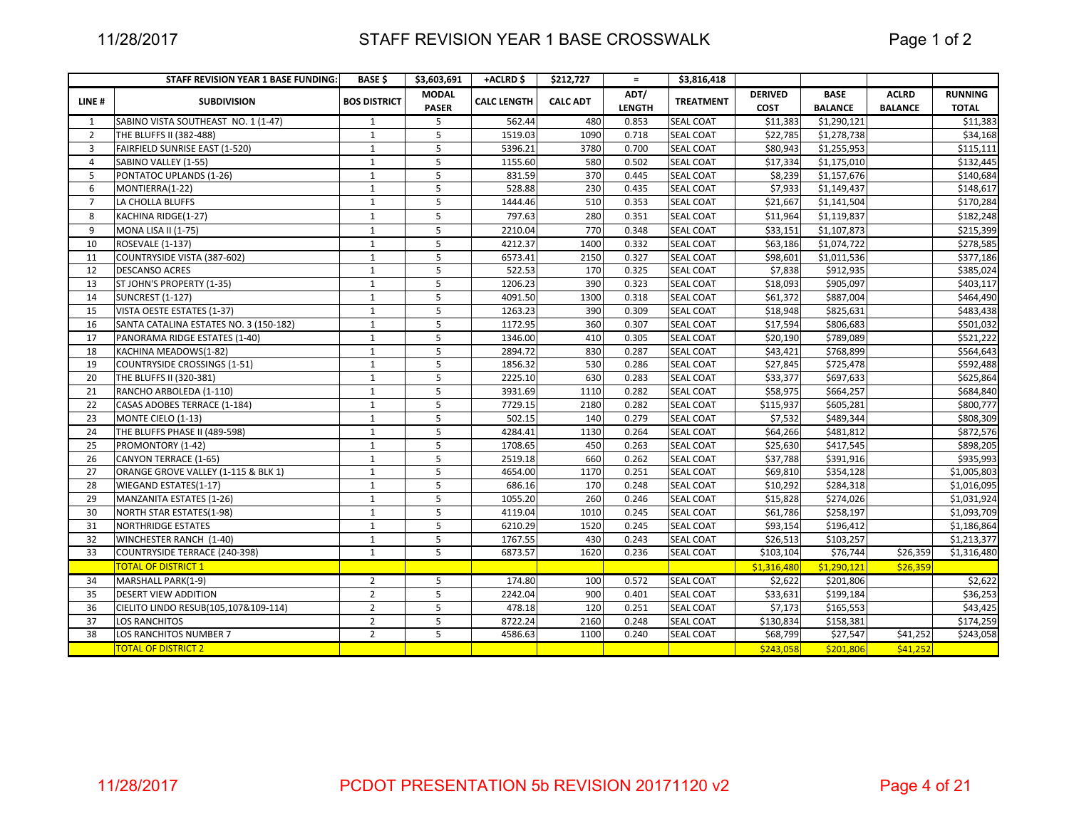# STAFF REVISION YEAR 1 BASE CROSSWALK

| STAFF REVISION YEAR 1 BASE FUNDING: | | BASE $ | $3,603,691 | +ACLRD $ | $212,727 | = | $3,816,418 | | | | |
|---|---|---|---|---|---|---|---|---|---|---|---|
| LINE # | SUBDIVISION | BOS DISTRICT | MODAL PASER | CALC LENGTH | CALC ADT | ADT/ LENGTH | TREATMENT | DERIVED COST | BASE BALANCE | ACLRD BALANCE | RUNNING TOTAL |
| 1 | SABINO VISTA SOUTHEAST NO. 1 (1-47) | 1 | 5 | 562.44 | 480 | 0.853 | SEAL COAT | $11,383 | $1,290,121 | | $11,383 |
| 2 | THE BLUFFS II (382-488) | 1 | 5 | 1519.03 | 1090 | 0.718 | SEAL COAT | $22,785 | $1,278,738 | | $34,168 |
| 3 | FAIRFIELD SUNRISE EAST (1-520) | 1 | 5 | 5396.21 | 3780 | 0.700 | SEAL COAT | $80,943 | $1,255,953 | | $115,111 |
| 4 | SABINO VALLEY (1-55) | 1 | 5 | 1155.60 | 580 | 0.502 | SEAL COAT | $17,334 | $1,175,010 | | $132,445 |
| 5 | PONTATOC UPLANDS (1-26) | 1 | 5 | 831.59 | 370 | 0.445 | SEAL COAT | $8,239 | $1,157,676 | | $140,684 |
| 6 | MONTIERRA(1-22) | 1 | 5 | 528.88 | 230 | 0.435 | SEAL COAT | $7,933 | $1,149,437 | | $148,617 |
| 7 | LA CHOLLA BLUFFS | 1 | 5 | 1444.46 | 510 | 0.353 | SEAL COAT | $21,667 | $1,141,504 | | $170,284 |
| 8 | KACHINA RIDGE(1-27) | 1 | 5 | 797.63 | 280 | 0.351 | SEAL COAT | $11,964 | $1,119,837 | | $182,248 |
| 9 | MONA LISA II (1-75) | 1 | 5 | 2210.04 | 770 | 0.348 | SEAL COAT | $33,151 | $1,107,873 | | $215,399 |
| 10 | ROSEVALE (1-137) | 1 | 5 | 4212.37 | 1400 | 0.332 | SEAL COAT | $63,186 | $1,074,722 | | $278,585 |
| 11 | COUNTRYSIDE VISTA (387-602) | 1 | 5 | 6573.41 | 2150 | 0.327 | SEAL COAT | $98,601 | $1,011,536 | | $377,186 |
| 12 | DESCANSO ACRES | 1 | 5 | 522.53 | 170 | 0.325 | SEAL COAT | $7,838 | $912,935 | | $385,024 |
| 13 | ST JOHN'S PROPERTY (1-35) | 1 | 5 | 1206.23 | 390 | 0.323 | SEAL COAT | $18,093 | $905,097 | | $403,117 |
| 14 | SUNCREST (1-127) | 1 | 5 | 4091.50 | 1300 | 0.318 | SEAL COAT | $61,372 | $887,004 | | $464,490 |
| 15 | VISTA OESTE ESTATES (1-37) | 1 | 5 | 1263.23 | 390 | 0.309 | SEAL COAT | $18,948 | $825,631 | | $483,438 |
| 16 | SANTA CATALINA ESTATES NO. 3 (150-182) | 1 | 5 | 1172.95 | 360 | 0.307 | SEAL COAT | $17,594 | $806,683 | | $501,032 |
| 17 | PANORAMA RIDGE ESTATES (1-40) | 1 | 5 | 1346.00 | 410 | 0.305 | SEAL COAT | $20,190 | $789,089 | | $521,222 |
| 18 | KACHINA MEADOWS(1-82) | 1 | 5 | 2894.72 | 830 | 0.287 | SEAL COAT | $43,421 | $768,899 | | $564,643 |
| 19 | COUNTRYSIDE CROSSINGS (1-51) | 1 | 5 | 1856.32 | 530 | 0.286 | SEAL COAT | $27,845 | $725,478 | | $592,488 |
| 20 | THE BLUFFS II (320-381) | 1 | 5 | 2225.10 | 630 | 0.283 | SEAL COAT | $33,377 | $697,633 | | $625,864 |
| 21 | RANCHO ARBOLEDA (1-110) | 1 | 5 | 3931.69 | 1110 | 0.282 | SEAL COAT | $58,975 | $664,257 | | $684,840 |
| 22 | CASAS ADOBES TERRACE (1-184) | 1 | 5 | 7729.15 | 2180 | 0.282 | SEAL COAT | $115,937 | $605,281 | | $800,777 |
| 23 | MONTE CIELO (1-13) | 1 | 5 | 502.15 | 140 | 0.279 | SEAL COAT | $7,532 | $489,344 | | $808,309 |
| 24 | THE BLUFFS PHASE II (489-598) | 1 | 5 | 4284.41 | 1130 | 0.264 | SEAL COAT | $64,266 | $481,812 | | $872,576 |
| 25 | PROMONTORY (1-42) | 1 | 5 | 1708.65 | 450 | 0.263 | SEAL COAT | $25,630 | $417,545 | | $898,205 |
| 26 | CANYON TERRACE (1-65) | 1 | 5 | 2519.18 | 660 | 0.262 | SEAL COAT | $37,788 | $391,916 | | $935,993 |
| 27 | ORANGE GROVE VALLEY (1-115 & BLK 1) | 1 | 5 | 4654.00 | 1170 | 0.251 | SEAL COAT | $69,810 | $354,128 | | $1,005,803 |
| 28 | WIEGAND ESTATES(1-17) | 1 | 5 | 686.16 | 170 | 0.248 | SEAL COAT | $10,292 | $284,318 | | $1,016,095 |
| 29 | MANZANITA ESTATES (1-26) | 1 | 5 | 1055.20 | 260 | 0.246 | SEAL COAT | $15,828 | $274,026 | | $1,031,924 |
| 30 | NORTH STAR ESTATES(1-98) | 1 | 5 | 4119.04 | 1010 | 0.245 | SEAL COAT | $61,786 | $258,197 | | $1,093,709 |
| 31 | NORTHRIDGE ESTATES | 1 | 5 | 6210.29 | 1520 | 0.245 | SEAL COAT | $93,154 | $196,412 | | $1,186,864 |
| 32 | WINCHESTER RANCH (1-40) | 1 | 5 | 1767.55 | 430 | 0.243 | SEAL COAT | $26,513 | $103,257 | | $1,213,377 |
| 33 | COUNTRYSIDE TERRACE (240-398) | 1 | 5 | 6873.57 | 1620 | 0.236 | SEAL COAT | $103,104 | $76,744 | $26,359 | $1,316,480 |
| | TOTAL OF DISTRICT 1 | | | | | | | $1,316,480 | $1,290,121 | $26,359 | |
| 34 | MARSHALL PARK(1-9) | 2 | 5 | 174.80 | 100 | 0.572 | SEAL COAT | $2,622 | $201,806 | | $2,622 |
| 35 | DESERT VIEW ADDITION | 2 | 5 | 2242.04 | 900 | 0.401 | SEAL COAT | $33,631 | $199,184 | | $36,253 |
| 36 | CIELITO LINDO RESUB(105,107&109-114) | 2 | 5 | 478.18 | 120 | 0.251 | SEAL COAT | $7,173 | $165,553 | | $43,425 |
| 37 | LOS RANCHITOS | 2 | 5 | 8722.24 | 2160 | 0.248 | SEAL COAT | $130,834 | $158,381 | | $174,259 |
| 38 | LOS RANCHITOS NUMBER 7 | 2 | 5 | 4586.63 | 1100 | 0.240 | SEAL COAT | $68,799 | $27,547 | $41,252 | $243,058 |
| | TOTAL OF DISTRICT 2 | | | | | | | $243,058 | $201,806 | $41,252 | |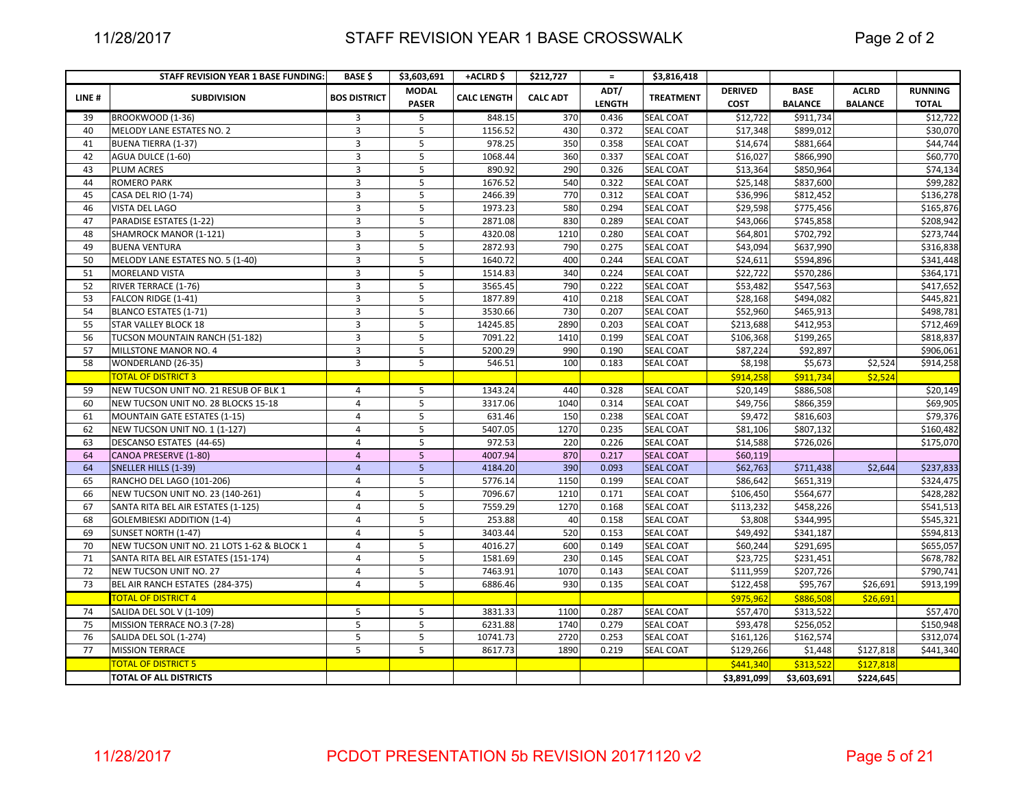# STAFF REVISION YEAR 1 BASE CROSSWALK

| | STAFF REVISION YEAR 1 BASE FUNDING: | BASE $ | $3,603,691 | +ACLRD $ | $212,727 | = | $3,816,418 | | | | |
|---|---|---|---|---|---|---|---|---|---|---|---|
| LINE # | SUBDIVISION | BOS DISTRICT | MODAL PASER | CALC LENGTH | CALC ADT | ADT/ LENGTH | TREATMENT | DERIVED COST | BASE BALANCE | ACLRD BALANCE | RUNNING TOTAL |
| 39 | BROOKWOOD (1-36) | 3 | 5 | 848.15 | 370 | 0.436 | SEAL COAT | $12,722 | $911,734 | | $12,722 |
| 40 | MELODY LANE ESTATES NO. 2 | 3 | 5 | 1156.52 | 430 | 0.372 | SEAL COAT | $17,348 | $899,012 | | $30,070 |
| 41 | BUENA TIERRA (1-37) | 3 | 5 | 978.25 | 350 | 0.358 | SEAL COAT | $14,674 | $881,664 | | $44,744 |
| 42 | AGUA DULCE (1-60) | 3 | 5 | 1068.44 | 360 | 0.337 | SEAL COAT | $16,027 | $866,990 | | $60,770 |
| 43 | PLUM ACRES | 3 | 5 | 890.92 | 290 | 0.326 | SEAL COAT | $13,364 | $850,964 | | $74,134 |
| 44 | ROMERO PARK | 3 | 5 | 1676.52 | 540 | 0.322 | SEAL COAT | $25,148 | $837,600 | | $99,282 |
| 45 | CASA DEL RIO (1-74) | 3 | 5 | 2466.39 | 770 | 0.312 | SEAL COAT | $36,996 | $812,452 | | $136,278 |
| 46 | VISTA DEL LAGO | 3 | 5 | 1973.23 | 580 | 0.294 | SEAL COAT | $29,598 | $775,456 | | $165,876 |
| 47 | PARADISE ESTATES (1-22) | 3 | 5 | 2871.08 | 830 | 0.289 | SEAL COAT | $43,066 | $745,858 | | $208,942 |
| 48 | SHAMROCK MANOR (1-121) | 3 | 5 | 4320.08 | 1210 | 0.280 | SEAL COAT | $64,801 | $702,792 | | $273,744 |
| 49 | BUENA VENTURA | 3 | 5 | 2872.93 | 790 | 0.275 | SEAL COAT | $43,094 | $637,990 | | $316,838 |
| 50 | MELODY LANE ESTATES NO. 5 (1-40) | 3 | 5 | 1640.72 | 400 | 0.244 | SEAL COAT | $24,611 | $594,896 | | $341,448 |
| 51 | MORELAND VISTA | 3 | 5 | 1514.83 | 340 | 0.224 | SEAL COAT | $22,722 | $570,286 | | $364,171 |
| 52 | RIVER TERRACE (1-76) | 3 | 5 | 3565.45 | 790 | 0.222 | SEAL COAT | $53,482 | $547,563 | | $417,652 |
| 53 | FALCON RIDGE (1-41) | 3 | 5 | 1877.89 | 410 | 0.218 | SEAL COAT | $28,168 | $494,082 | | $445,821 |
| 54 | BLANCO ESTATES (1-71) | 3 | 5 | 3530.66 | 730 | 0.207 | SEAL COAT | $52,960 | $465,913 | | $498,781 |
| 55 | STAR VALLEY BLOCK 18 | 3 | 5 | 14245.85 | 2890 | 0.203 | SEAL COAT | $213,688 | $412,953 | | $712,469 |
| 56 | TUCSON MOUNTAIN RANCH (51-182) | 3 | 5 | 7091.22 | 1410 | 0.199 | SEAL COAT | $106,368 | $199,265 | | $818,837 |
| 57 | MILLSTONE MANOR NO. 4 | 3 | 5 | 5200.29 | 990 | 0.190 | SEAL COAT | $87,224 | $92,897 | | $906,061 |
| 58 | WONDERLAND (26-35) | 3 | 5 | 546.51 | 100 | 0.183 | SEAL COAT | $8,198 | $5,673 | $2,524 | $914,258 |
| | TOTAL OF DISTRICT 3 | | | | | | | $914,258 | $911,734 | $2,524 | |
| 59 | NEW TUCSON UNIT NO. 21 RESUB OF BLK 1 | 4 | 5 | 1343.24 | 440 | 0.328 | SEAL COAT | $20,149 | $886,508 | | $20,149 |
| 60 | NEW TUCSON UNIT NO. 28 BLOCKS 15-18 | 4 | 5 | 3317.06 | 1040 | 0.314 | SEAL COAT | $49,756 | $866,359 | | $69,905 |
| 61 | MOUNTAIN GATE ESTATES (1-15) | 4 | 5 | 631.46 | 150 | 0.238 | SEAL COAT | $9,472 | $816,603 | | $79,376 |
| 62 | NEW TUCSON UNIT NO. 1 (1-127) | 4 | 5 | 5407.05 | 1270 | 0.235 | SEAL COAT | $81,106 | $807,132 | | $160,482 |
| 63 | DESCANSO ESTATES (44-65) | 4 | 5 | 972.53 | 220 | 0.226 | SEAL COAT | $14,588 | $726,026 | | $175,070 |
| 64 | CANOA PRESERVE (1-80) | 4 | 5 | 4007.94 | 870 | 0.217 | SEAL COAT | $60,119 | | | |
| 64 | SNELLER HILLS (1-39) | 4 | 5 | 4184.20 | 390 | 0.093 | SEAL COAT | $62,763 | $711,438 | $2,644 | $237,833 |
| 65 | RANCHO DEL LAGO (101-206) | 4 | 5 | 5776.14 | 1150 | 0.199 | SEAL COAT | $86,642 | $651,319 | | $324,475 |
| 66 | NEW TUCSON UNIT NO. 23 (140-261) | 4 | 5 | 7096.67 | 1210 | 0.171 | SEAL COAT | $106,450 | $564,677 | | $428,282 |
| 67 | SANTA RITA BEL AIR ESTATES (1-125) | 4 | 5 | 7559.29 | 1270 | 0.168 | SEAL COAT | $113,232 | $458,226 | | $541,513 |
| 68 | GOLEMBIESKI ADDITION (1-4) | 4 | 5 | 253.88 | 40 | 0.158 | SEAL COAT | $3,808 | $344,995 | | $545,321 |
| 69 | SUNSET NORTH (1-47) | 4 | 5 | 3403.44 | 520 | 0.153 | SEAL COAT | $49,492 | $341,187 | | $594,813 |
| 70 | NEW TUCSON UNIT NO. 21 LOTS 1-62 & BLOCK 1 | 4 | 5 | 4016.27 | 600 | 0.149 | SEAL COAT | $60,244 | $291,695 | | $655,057 |
| 71 | SANTA RITA BEL AIR ESTATES (151-174) | 4 | 5 | 1581.69 | 230 | 0.145 | SEAL COAT | $23,725 | $231,451 | | $678,782 |
| 72 | NEW TUCSON UNIT NO. 27 | 4 | 5 | 7463.91 | 1070 | 0.143 | SEAL COAT | $111,959 | $207,726 | | $790,741 |
| 73 | BEL AIR RANCH ESTATES (284-375) | 4 | 5 | 6886.46 | 930 | 0.135 | SEAL COAT | $122,458 | $95,767 | $26,691 | $913,199 |
| | TOTAL OF DISTRICT 4 | | | | | | | $975,962 | $886,508 | $26,691 | |
| 74 | SALIDA DEL SOL V (1-109) | 5 | 5 | 3831.33 | 1100 | 0.287 | SEAL COAT | $57,470 | $313,522 | | $57,470 |
| 75 | MISSION TERRACE NO.3 (7-28) | 5 | 5 | 6231.88 | 1740 | 0.279 | SEAL COAT | $93,478 | $256,052 | | $150,948 |
| 76 | SALIDA DEL SOL (1-274) | 5 | 5 | 10741.73 | 2720 | 0.253 | SEAL COAT | $161,126 | $162,574 | | $312,074 |
| 77 | MISSION TERRACE | 5 | 5 | 8617.73 | 1890 | 0.219 | SEAL COAT | $129,266 | $1,448 | $127,818 | $441,340 |
| | TOTAL OF DISTRICT 5 | | | | | | | $441,340 | $313,522 | $127,818 | |
| | TOTAL OF ALL DISTRICTS | | | | | | | $3,891,099 | $3,603,691 | $224,645 | |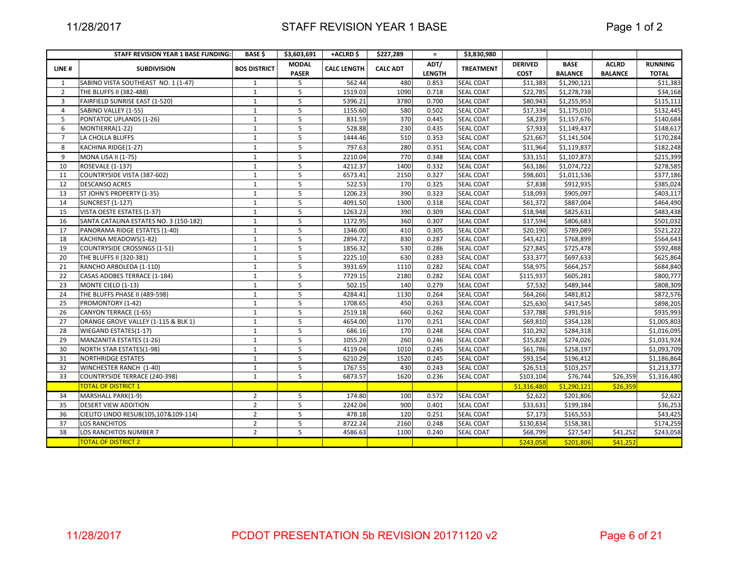# STAFF REVISION YEAR 1 BASE

| | STAFF REVISION YEAR 1 BASE FUNDING: | BASE $ | $3,603,691 | +ACLRD $ | $227,289 | = | $3,830,980 | | | | |
|---|---|---|---|---|---|---|---|---|---|---|---|
| LINE # | SUBDIVISION | BOS DISTRICT | MODAL PASER | CALC LENGTH | CALC ADT | ADT/ LENGTH | TREATMENT | DERIVED COST | BASE BALANCE | ACLRD BALANCE | RUNNING TOTAL |
| 1 | SABINO VISTA SOUTHEAST NO. 1 (1-47) | 1 | 5 | 562.44 | 480 | 0.853 | SEAL COAT | $11,383 | $1,290,121 | | $11,383 |
| 2 | THE BLUFFS II (382-488) | 1 | 5 | 1519.03 | 1090 | 0.718 | SEAL COAT | $22,785 | $1,278,738 | | $34,168 |
| 3 | FAIRFIELD SUNRISE EAST (1-520) | 1 | 5 | 5396.21 | 3780 | 0.700 | SEAL COAT | $80,943 | $1,255,953 | | $115,111 |
| 4 | SABINO VALLEY (1-55) | 1 | 5 | 1155.60 | 580 | 0.502 | SEAL COAT | $17,334 | $1,175,010 | | $132,445 |
| 5 | PONTATOC UPLANDS (1-26) | 1 | 5 | 831.59 | 370 | 0.445 | SEAL COAT | $8,239 | $1,157,676 | | $140,684 |
| 6 | MONTIERRA(1-22) | 1 | 5 | 528.88 | 230 | 0.435 | SEAL COAT | $7,933 | $1,149,437 | | $148,617 |
| 7 | LA CHOLLA BLUFFS | 1 | 5 | 1444.46 | 510 | 0.353 | SEAL COAT | $21,667 | $1,141,504 | | $170,284 |
| 8 | KACHINA RIDGE(1-27) | 1 | 5 | 797.63 | 280 | 0.351 | SEAL COAT | $11,964 | $1,119,837 | | $182,248 |
| 9 | MONA LISA II (1-75) | 1 | 5 | 2210.04 | 770 | 0.348 | SEAL COAT | $33,151 | $1,107,873 | | $215,399 |
| 10 | ROSEVALE (1-137) | 1 | 5 | 4212.37 | 1400 | 0.332 | SEAL COAT | $63,186 | $1,074,722 | | $278,585 |
| 11 | COUNTRYSIDE VISTA (387-602) | 1 | 5 | 6573.41 | 2150 | 0.327 | SEAL COAT | $98,601 | $1,011,536 | | $377,186 |
| 12 | DESCANSO ACRES | 1 | 5 | 522.53 | 170 | 0.325 | SEAL COAT | $7,838 | $912,935 | | $385,024 |
| 13 | ST JOHN'S PROPERTY (1-35) | 1 | 5 | 1206.23 | 390 | 0.323 | SEAL COAT | $18,093 | $905,097 | | $403,117 |
| 14 | SUNCREST (1-127) | 1 | 5 | 4091.50 | 1300 | 0.318 | SEAL COAT | $61,372 | $887,004 | | $464,490 |
| 15 | VISTA OESTE ESTATES (1-37) | 1 | 5 | 1263.23 | 390 | 0.309 | SEAL COAT | $18,948 | $825,631 | | $483,438 |
| 16 | SANTA CATALINA ESTATES NO. 3 (150-182) | 1 | 5 | 1172.95 | 360 | 0.307 | SEAL COAT | $17,594 | $806,683 | | $501,032 |
| 17 | PANORAMA RIDGE ESTATES (1-40) | 1 | 5 | 1346.00 | 410 | 0.305 | SEAL COAT | $20,190 | $789,089 | | $521,222 |
| 18 | KACHINA MEADOWS(1-82) | 1 | 5 | 2894.72 | 830 | 0.287 | SEAL COAT | $43,421 | $768,899 | | $564,643 |
| 19 | COUNTRYSIDE CROSSINGS (1-51) | 1 | 5 | 1856.32 | 530 | 0.286 | SEAL COAT | $27,845 | $725,478 | | $592,488 |
| 20 | THE BLUFFS II (320-381) | 1 | 5 | 2225.10 | 630 | 0.283 | SEAL COAT | $33,377 | $697,633 | | $625,864 |
| 21 | RANCHO ARBOLEDA (1-110) | 1 | 5 | 3931.69 | 1110 | 0.282 | SEAL COAT | $58,975 | $664,257 | | $684,840 |
| 22 | CASAS ADOBES TERRACE (1-184) | 1 | 5 | 7729.15 | 2180 | 0.282 | SEAL COAT | $115,937 | $605,281 | | $800,777 |
| 23 | MONTE CIELO (1-13) | 1 | 5 | 502.15 | 140 | 0.279 | SEAL COAT | $7,532 | $489,344 | | $808,309 |
| 24 | THE BLUFFS PHASE II (489-598) | 1 | 5 | 4284.41 | 1130 | 0.264 | SEAL COAT | $64,266 | $481,812 | | $872,576 |
| 25 | PROMONTORY (1-42) | 1 | 5 | 1708.65 | 450 | 0.263 | SEAL COAT | $25,630 | $417,545 | | $898,205 |
| 26 | CANYON TERRACE (1-65) | 1 | 5 | 2519.18 | 660 | 0.262 | SEAL COAT | $37,788 | $391,916 | | $935,993 |
| 27 | ORANGE GROVE VALLEY (1-115 & BLK 1) | 1 | 5 | 4654.00 | 1170 | 0.251 | SEAL COAT | $69,810 | $354,128 | | $1,005,803 |
| 28 | WIEGAND ESTATES(1-17) | 1 | 5 | 686.16 | 170 | 0.248 | SEAL COAT | $10,292 | $284,318 | | $1,016,095 |
| 29 | MANZANITA ESTATES (1-26) | 1 | 5 | 1055.20 | 260 | 0.246 | SEAL COAT | $15,828 | $274,026 | | $1,031,924 |
| 30 | NORTH STAR ESTATES(1-98) | 1 | 5 | 4119.04 | 1010 | 0.245 | SEAL COAT | $61,786 | $258,197 | | $1,093,709 |
| 31 | NORTHRIDGE ESTATES | 1 | 5 | 6210.29 | 1520 | 0.245 | SEAL COAT | $93,154 | $196,412 | | $1,186,864 |
| 32 | WINCHESTER RANCH (1-40) | 1 | 5 | 1767.55 | 430 | 0.243 | SEAL COAT | $26,513 | $103,257 | | $1,213,377 |
| 33 | COUNTRYSIDE TERRACE (240-398) | 1 | 5 | 6873.57 | 1620 | 0.236 | SEAL COAT | $103,104 | $76,744 | $26,359 | $1,316,480 |
| | TOTAL OF DISTRICT 1 | | | | | | | $1,316,480 | $1,290,121 | $26,359 | |
| 34 | MARSHALL PARK(1-9) | 2 | 5 | 174.80 | 100 | 0.572 | SEAL COAT | $2,622 | $201,806 | | $2,622 |
| 35 | DESERT VIEW ADDITION | 2 | 5 | 2242.04 | 900 | 0.401 | SEAL COAT | $33,631 | $199,184 | | $36,253 |
| 36 | CIELITO LINDO RESUB(105,107&109-114) | 2 | 5 | 478.18 | 120 | 0.251 | SEAL COAT | $7,173 | $165,553 | | $43,425 |
| 37 | LOS RANCHITOS | 2 | 5 | 8722.24 | 2160 | 0.248 | SEAL COAT | $130,834 | $158,381 | | $174,259 |
| 38 | LOS RANCHITOS NUMBER 7 | 2 | 5 | 4586.63 | 1100 | 0.240 | SEAL COAT | $68,799 | $27,547 | $41,252 | $243,058 |
| | TOTAL OF DISTRICT 2 | | | | | | | $243,058 | $201,806 | $41,252 | |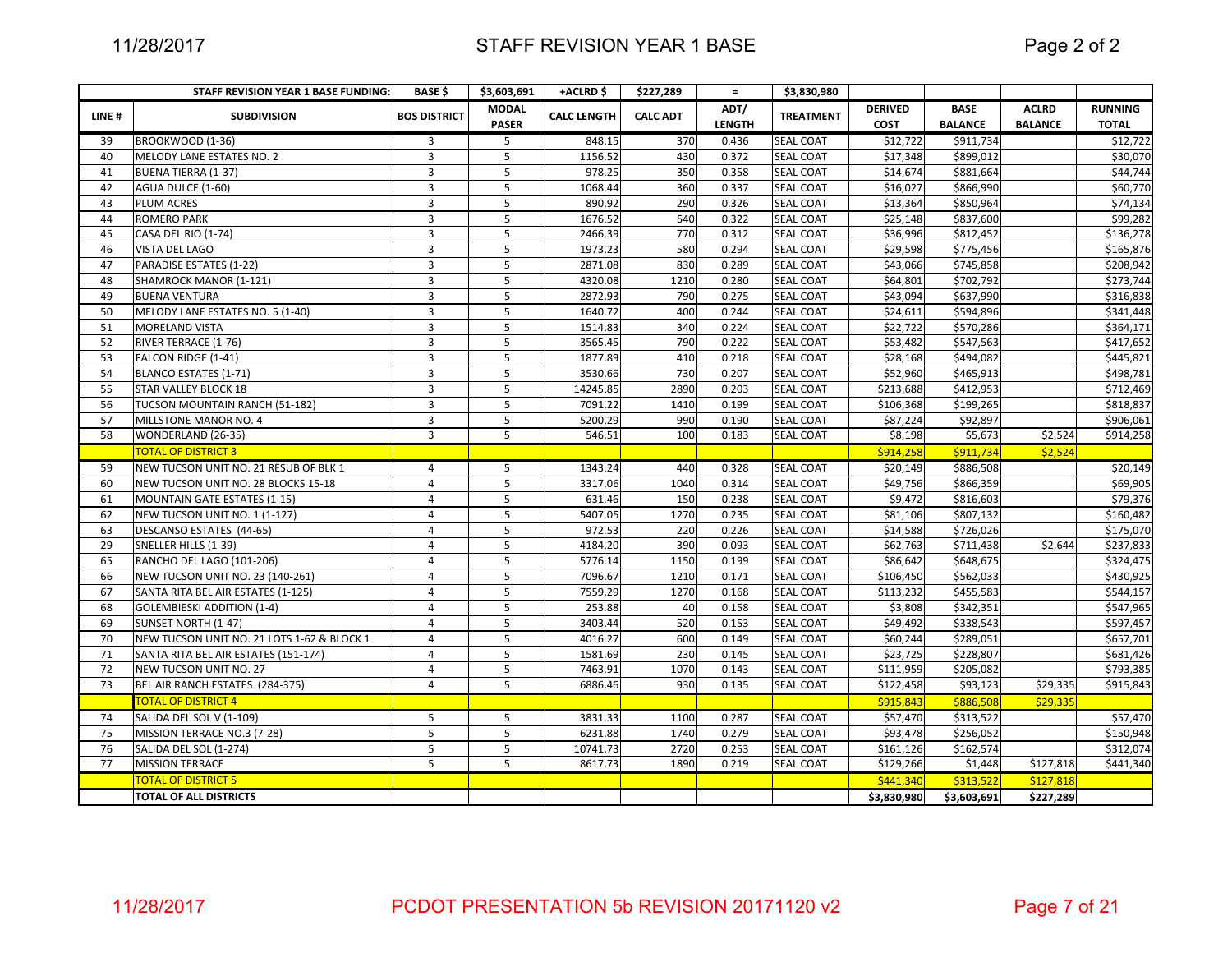## STAFF REVISION YEAR 1 BASE

| STAFF REVISION YEAR 1 BASE FUNDING: | | BASE $ | $3,603,691 | +ACLRD $ | $227,289 | = | $3,830,980 | | | | |
|---|---|---|---|---|---|---|---|---|---|---|---|
| LINE # | SUBDIVISION | BOS DISTRICT | MODAL PASER | CALC LENGTH | CALC ADT | ADT/ LENGTH | TREATMENT | DERIVED COST | BASE BALANCE | ACLRD BALANCE | RUNNING TOTAL |
| 39 | BROOKWOOD (1-36) | 3 | 5 | 848.15 | 370 | 0.436 | SEAL COAT | $12,722 | $911,734 | | $12,722 |
| 40 | MELODY LANE ESTATES NO. 2 | 3 | 5 | 1156.52 | 430 | 0.372 | SEAL COAT | $17,348 | $899,012 | | $30,070 |
| 41 | BUENA TIERRA (1-37) | 3 | 5 | 978.25 | 350 | 0.358 | SEAL COAT | $14,674 | $881,664 | | $44,744 |
| 42 | AGUA DULCE (1-60) | 3 | 5 | 1068.44 | 360 | 0.337 | SEAL COAT | $16,027 | $866,990 | | $60,770 |
| 43 | PLUM ACRES | 3 | 5 | 890.92 | 290 | 0.326 | SEAL COAT | $13,364 | $850,964 | | $74,134 |
| 44 | ROMERO PARK | 3 | 5 | 1676.52 | 540 | 0.322 | SEAL COAT | $25,148 | $837,600 | | $99,282 |
| 45 | CASA DEL RIO (1-74) | 3 | 5 | 2466.39 | 770 | 0.312 | SEAL COAT | $36,996 | $812,452 | | $136,278 |
| 46 | VISTA DEL LAGO | 3 | 5 | 1973.23 | 580 | 0.294 | SEAL COAT | $29,598 | $775,456 | | $165,876 |
| 47 | PARADISE ESTATES (1-22) | 3 | 5 | 2871.08 | 830 | 0.289 | SEAL COAT | $43,066 | $745,858 | | $208,942 |
| 48 | SHAMROCK MANOR (1-121) | 3 | 5 | 4320.08 | 1210 | 0.280 | SEAL COAT | $64,801 | $702,792 | | $273,744 |
| 49 | BUENA VENTURA | 3 | 5 | 2872.93 | 790 | 0.275 | SEAL COAT | $43,094 | $637,990 | | $316,838 |
| 50 | MELODY LANE ESTATES NO. 5 (1-40) | 3 | 5 | 1640.72 | 400 | 0.244 | SEAL COAT | $24,611 | $594,896 | | $341,448 |
| 51 | MORELAND VISTA | 3 | 5 | 1514.83 | 340 | 0.224 | SEAL COAT | $22,722 | $570,286 | | $364,171 |
| 52 | RIVER TERRACE (1-76) | 3 | 5 | 3565.45 | 790 | 0.222 | SEAL COAT | $53,482 | $547,563 | | $417,652 |
| 53 | FALCON RIDGE (1-41) | 3 | 5 | 1877.89 | 410 | 0.218 | SEAL COAT | $28,168 | $494,082 | | $445,821 |
| 54 | BLANCO ESTATES (1-71) | 3 | 5 | 3530.66 | 730 | 0.207 | SEAL COAT | $52,960 | $465,913 | | $498,781 |
| 55 | STAR VALLEY BLOCK 18 | 3 | 5 | 14245.85 | 2890 | 0.203 | SEAL COAT | $213,688 | $412,953 | | $712,469 |
| 56 | TUCSON MOUNTAIN RANCH (51-182) | 3 | 5 | 7091.22 | 1410 | 0.199 | SEAL COAT | $106,368 | $199,265 | | $818,837 |
| 57 | MILLSTONE MANOR NO. 4 | 3 | 5 | 5200.29 | 990 | 0.190 | SEAL COAT | $87,224 | $92,897 | | $906,061 |
| 58 | WONDERLAND (26-35) | 3 | 5 | 546.51 | 100 | 0.183 | SEAL COAT | $8,198 | $5,673 | $2,524 | $914,258 |
| | TOTAL OF DISTRICT 3 | | | | | | | $914,258 | $911,734 | $2,524 | |
| 59 | NEW TUCSON UNIT NO. 21 RESUB OF BLK 1 | 4 | 5 | 1343.24 | 440 | 0.328 | SEAL COAT | $20,149 | $886,508 | | $20,149 |
| 60 | NEW TUCSON UNIT NO. 28 BLOCKS 15-18 | 4 | 5 | 3317.06 | 1040 | 0.314 | SEAL COAT | $49,756 | $866,359 | | $69,905 |
| 61 | MOUNTAIN GATE ESTATES (1-15) | 4 | 5 | 631.46 | 150 | 0.238 | SEAL COAT | $9,472 | $816,603 | | $79,376 |
| 62 | NEW TUCSON UNIT NO. 1 (1-127) | 4 | 5 | 5407.05 | 1270 | 0.235 | SEAL COAT | $81,106 | $807,132 | | $160,482 |
| 63 | DESCANSO ESTATES (44-65) | 4 | 5 | 972.53 | 220 | 0.226 | SEAL COAT | $14,588 | $726,026 | | $175,070 |
| 29 | SNELLER HILLS (1-39) | 4 | 5 | 4184.20 | 390 | 0.093 | SEAL COAT | $62,763 | $711,438 | $2,644 | $237,833 |
| 65 | RANCHO DEL LAGO (101-206) | 4 | 5 | 5776.14 | 1150 | 0.199 | SEAL COAT | $86,642 | $648,675 | | $324,475 |
| 66 | NEW TUCSON UNIT NO. 23 (140-261) | 4 | 5 | 7096.67 | 1210 | 0.171 | SEAL COAT | $106,450 | $562,033 | | $430,925 |
| 67 | SANTA RITA BEL AIR ESTATES (1-125) | 4 | 5 | 7559.29 | 1270 | 0.168 | SEAL COAT | $113,232 | $455,583 | | $544,157 |
| 68 | GOLEMBIESKI ADDITION (1-4) | 4 | 5 | 253.88 | 40 | 0.158 | SEAL COAT | $3,808 | $342,351 | | $547,965 |
| 69 | SUNSET NORTH (1-47) | 4 | 5 | 3403.44 | 520 | 0.153 | SEAL COAT | $49,492 | $338,543 | | $597,457 |
| 70 | NEW TUCSON UNIT NO. 21 LOTS 1-62 & BLOCK 1 | 4 | 5 | 4016.27 | 600 | 0.149 | SEAL COAT | $60,244 | $289,051 | | $657,701 |
| 71 | SANTA RITA BEL AIR ESTATES (151-174) | 4 | 5 | 1581.69 | 230 | 0.145 | SEAL COAT | $23,725 | $228,807 | | $681,426 |
| 72 | NEW TUCSON UNIT NO. 27 | 4 | 5 | 7463.91 | 1070 | 0.143 | SEAL COAT | $111,959 | $205,082 | | $793,385 |
| 73 | BEL AIR RANCH ESTATES (284-375) | 4 | 5 | 6886.46 | 930 | 0.135 | SEAL COAT | $122,458 | $93,123 | $29,335 | $915,843 |
| | TOTAL OF DISTRICT 4 | | | | | | | $915,843 | $886,508 | $29,335 | |
| 74 | SALIDA DEL SOL V (1-109) | 5 | 5 | 3831.33 | 1100 | 0.287 | SEAL COAT | $57,470 | $313,522 | | $57,470 |
| 75 | MISSION TERRACE NO.3 (7-28) | 5 | 5 | 6231.88 | 1740 | 0.279 | SEAL COAT | $93,478 | $256,052 | | $150,948 |
| 76 | SALIDA DEL SOL (1-274) | 5 | 5 | 10741.73 | 2720 | 0.253 | SEAL COAT | $161,126 | $162,574 | | $312,074 |
| 77 | MISSION TERRACE | 5 | 5 | 8617.73 | 1890 | 0.219 | SEAL COAT | $129,266 | $1,448 | $127,818 | $441,340 |
| | TOTAL OF DISTRICT 5 | | | | | | | $441,340 | $313,522 | $127,818 | |
| | TOTAL OF ALL DISTRICTS | | | | | | | $3,830,980 | $3,603,691 | $227,289 | |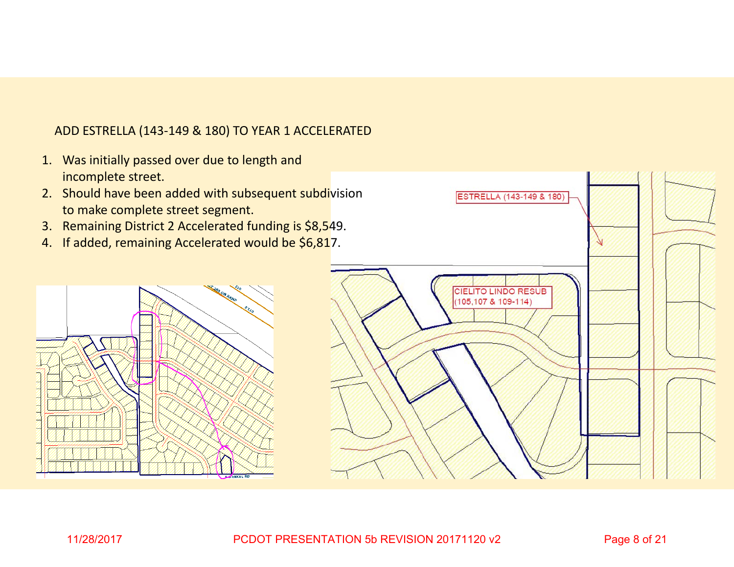ADD ESTRELLA (143-149 & 180) TO YEAR 1 ACCELERATED

1. Was initially passed over due to length and incomplete street.
2. Should have been added with subsequent subdivision to make complete street segment.
3. Remaining District 2 Accelerated funding is $8,549.
4. If added, remaining Accelerated would be $6,817.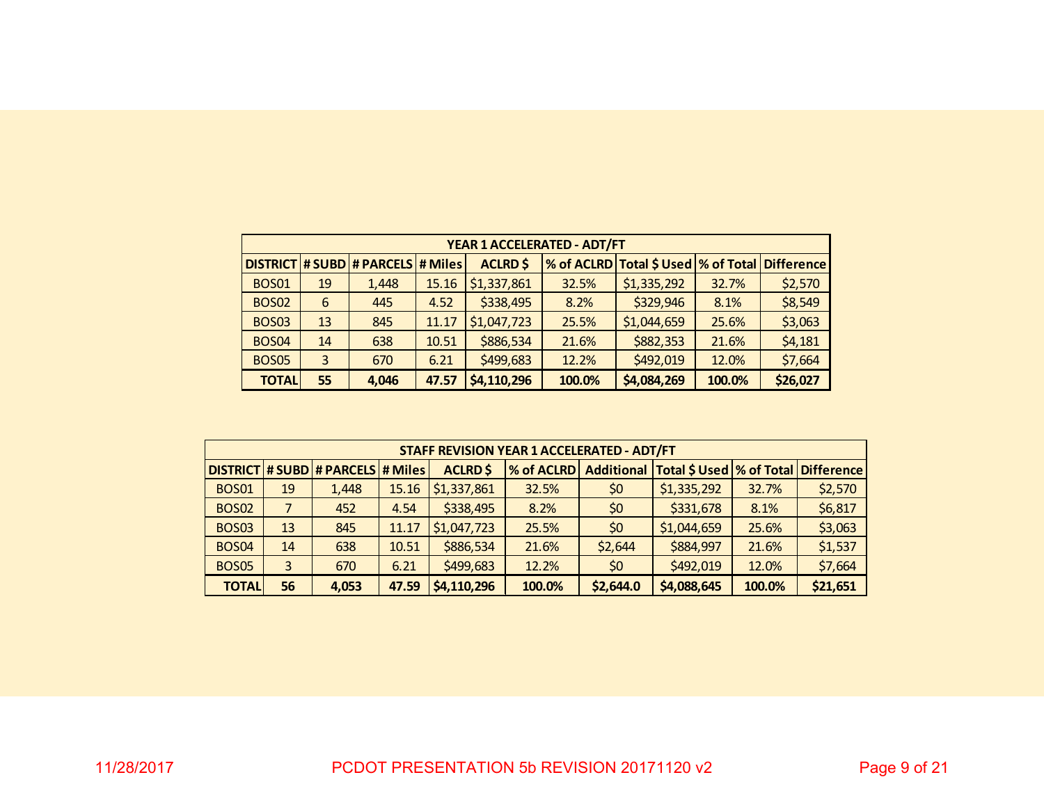| YEAR 1 ACCELERATED - ADT/FT | | | | | | | | |
|---|---|---|---|---|---|---|---|---|
| DISTRICT | # SUBD | # PARCELS | # Miles | ACLRD $ | % of ACLRD | Total $ Used | % of Total | Difference |
| BOS01 | 19 | 1,448 | 15.16 | $1,337,861 | 32.5% | $1,335,292 | 32.7% | $2,570 |
| BOS02 | 6 | 445 | 4.52 | $338,495 | 8.2% | $329,946 | 8.1% | $8,549 |
| BOS03 | 13 | 845 | 11.17 | $1,047,723 | 25.5% | $1,044,659 | 25.6% | $3,063 |
| BOS04 | 14 | 638 | 10.51 | $886,534 | 21.6% | $882,353 | 21.6% | $4,181 |
| BOS05 | 3 | 670 | 6.21 | $499,683 | 12.2% | $492,019 | 12.0% | $7,664 |
| **TOTAL** | **55** | **4,046** | **47.57** | **$4,110,296** | **100.0%** | **$4,084,269** | **100.0%** | **$26,027** |

| STAFF REVISION YEAR 1 ACCELERATED - ADT/FT | | | | | | | | | |
|---|---|---|---|---|---|---|---|---|---|
| DISTRICT | # SUBD | # PARCELS | # Miles | ACLRD $ | % of ACLRD | Additional | Total $ Used | % of Total | Difference |
| BOS01 | 19 | 1,448 | 15.16 | $1,337,861 | 32.5% | $0 | $1,335,292 | 32.7% | $2,570 |
| BOS02 | 7 | 452 | 4.54 | $338,495 | 8.2% | $0 | $331,678 | 8.1% | $6,817 |
| BOS03 | 13 | 845 | 11.17 | $1,047,723 | 25.5% | $0 | $1,044,659 | 25.6% | $3,063 |
| BOS04 | 14 | 638 | 10.51 | $886,534 | 21.6% | $2,644 | $884,997 | 21.6% | $1,537 |
| BOS05 | 3 | 670 | 6.21 | $499,683 | 12.2% | $0 | $492,019 | 12.0% | $7,664 |
| **TOTAL** | **56** | **4,053** | **47.59** | **$4,110,296** | **100.0%** | **$2,644.0** | **$4,088,645** | **100.0%** | **$21,651** |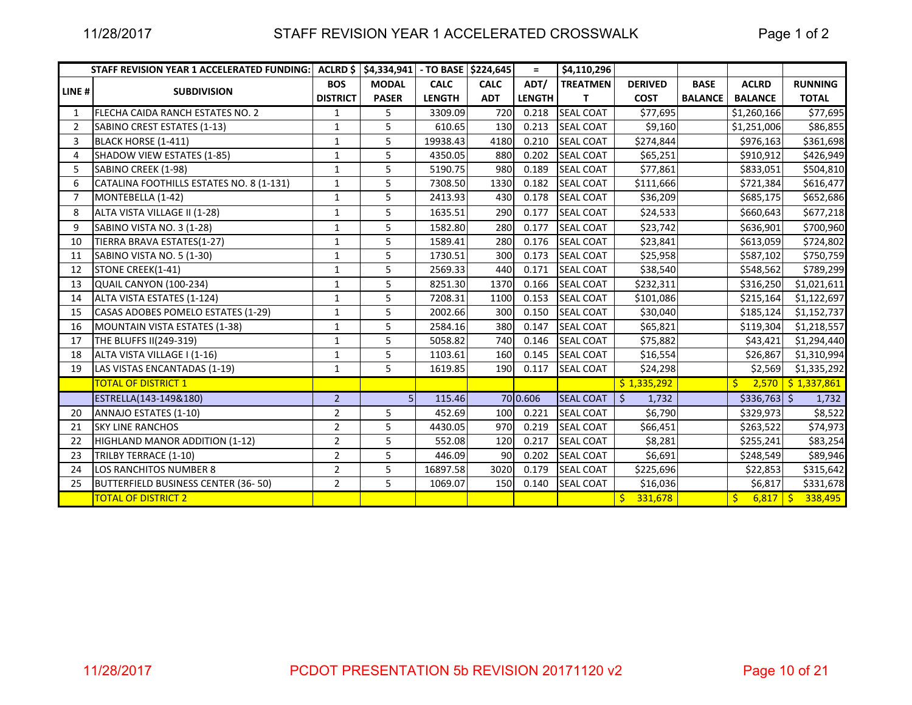## STAFF REVISION YEAR 1 ACCELERATED CROSSWALK

| STAFF REVISION YEAR 1 ACCELERATED FUNDING: | | ACLRD $ | $4,334,941 | - TO BASE | $224,645 | = | $4,110,296 | | | | |
|---|---|---|---|---|---|---|---|---|---|---|---|
| **LINE #** | **SUBDIVISION** | **BOS DISTRICT** | **MODAL PASER** | **CALC LENGTH** | **CALC ADT** | **ADT/ LENGTH** | **TREATMENT** | **DERIVED COST** | **BASE BALANCE** | **ACLRD BALANCE** | **RUNNING TOTAL** |
| 1 | FLECHA CAIDA RANCH ESTATES NO. 2 | 1 | 5 | 3309.09 | 720 | 0.218 | SEAL COAT | $77,695 | | $1,260,166 | $77,695 |
| 2 | SABINO CREST ESTATES (1-13) | 1 | 5 | 610.65 | 130 | 0.213 | SEAL COAT | $9,160 | | $1,251,006 | $86,855 |
| 3 | BLACK HORSE (1-411) | 1 | 5 | 19938.43 | 4180 | 0.210 | SEAL COAT | $274,844 | | $976,163 | $361,698 |
| 4 | SHADOW VIEW ESTATES (1-85) | 1 | 5 | 4350.05 | 880 | 0.202 | SEAL COAT | $65,251 | | $910,912 | $426,949 |
| 5 | SABINO CREEK (1-98) | 1 | 5 | 5190.75 | 980 | 0.189 | SEAL COAT | $77,861 | | $833,051 | $504,810 |
| 6 | CATALINA FOOTHILLS ESTATES NO. 8 (1-131) | 1 | 5 | 7308.50 | 1330 | 0.182 | SEAL COAT | $111,666 | | $721,384 | $616,477 |
| 7 | MONTEBELLA (1-42) | 1 | 5 | 2413.93 | 430 | 0.178 | SEAL COAT | $36,209 | | $685,175 | $652,686 |
| 8 | ALTA VISTA VILLAGE II (1-28) | 1 | 5 | 1635.51 | 290 | 0.177 | SEAL COAT | $24,533 | | $660,643 | $677,218 |
| 9 | SABINO VISTA NO. 3 (1-28) | 1 | 5 | 1582.80 | 280 | 0.177 | SEAL COAT | $23,742 | | $636,901 | $700,960 |
| 10 | TIERRA BRAVA ESTATES(1-27) | 1 | 5 | 1589.41 | 280 | 0.176 | SEAL COAT | $23,841 | | $613,059 | $724,802 |
| 11 | SABINO VISTA NO. 5 (1-30) | 1 | 5 | 1730.51 | 300 | 0.173 | SEAL COAT | $25,958 | | $587,102 | $750,759 |
| 12 | STONE CREEK(1-41) | 1 | 5 | 2569.33 | 440 | 0.171 | SEAL COAT | $38,540 | | $548,562 | $789,299 |
| 13 | QUAIL CANYON (100-234) | 1 | 5 | 8251.30 | 1370 | 0.166 | SEAL COAT | $232,311 | | $316,250 | $1,021,611 |
| 14 | ALTA VISTA ESTATES (1-124) | 1 | 5 | 7208.31 | 1100 | 0.153 | SEAL COAT | $101,086 | | $215,164 | $1,122,697 |
| 15 | CASAS ADOBES POMELO ESTATES (1-29) | 1 | 5 | 2002.66 | 300 | 0.150 | SEAL COAT | $30,040 | | $185,124 | $1,152,737 |
| 16 | MOUNTAIN VISTA ESTATES (1-38) | 1 | 5 | 2584.16 | 380 | 0.147 | SEAL COAT | $65,821 | | $119,304 | $1,218,557 |
| 17 | THE BLUFFS II(249-319) | 1 | 5 | 5058.82 | 740 | 0.146 | SEAL COAT | $75,882 | | $43,421 | $1,294,440 |
| 18 | ALTA VISTA VILLAGE I (1-16) | 1 | 5 | 1103.61 | 160 | 0.145 | SEAL COAT | $16,554 | | $26,867 | $1,310,994 |
| 19 | LAS VISTAS ENCANTADAS (1-19) | 1 | 5 | 1619.85 | 190 | 0.117 | SEAL COAT | $24,298 | | $2,569 | $1,335,292 |
| | TOTAL OF DISTRICT 1 | | | | | | | $ 1,335,292 | | $ 2,570 | $ 1,337,861 |
| | ESTRELLA(143-149&180) | 2 | 5 | 115.46 | 70 | 0.606 | SEAL COAT | $ 1,732 | | $336,763 | $ 1,732 |
| 20 | ANNAJO ESTATES (1-10) | 2 | 5 | 452.69 | 100 | 0.221 | SEAL COAT | $6,790 | | $329,973 | $8,522 |
| 21 | SKY LINE RANCHOS | 2 | 5 | 4430.05 | 970 | 0.219 | SEAL COAT | $66,451 | | $263,522 | $74,973 |
| 22 | HIGHLAND MANOR ADDITION (1-12) | 2 | 5 | 552.08 | 120 | 0.217 | SEAL COAT | $8,281 | | $255,241 | $83,254 |
| 23 | TRILBY TERRACE (1-10) | 2 | 5 | 446.09 | 90 | 0.202 | SEAL COAT | $6,691 | | $248,549 | $89,946 |
| 24 | LOS RANCHITOS NUMBER 8 | 2 | 5 | 16897.58 | 3020 | 0.179 | SEAL COAT | $225,696 | | $22,853 | $315,642 |
| 25 | BUTTERFIELD BUSINESS CENTER (36- 50) | 2 | 5 | 1069.07 | 150 | 0.140 | SEAL COAT | $16,036 | | $6,817 | $331,678 |
| | TOTAL OF DISTRICT 2 | | | | | | | $ 331,678 | | $ 6,817 | $ 338,495 |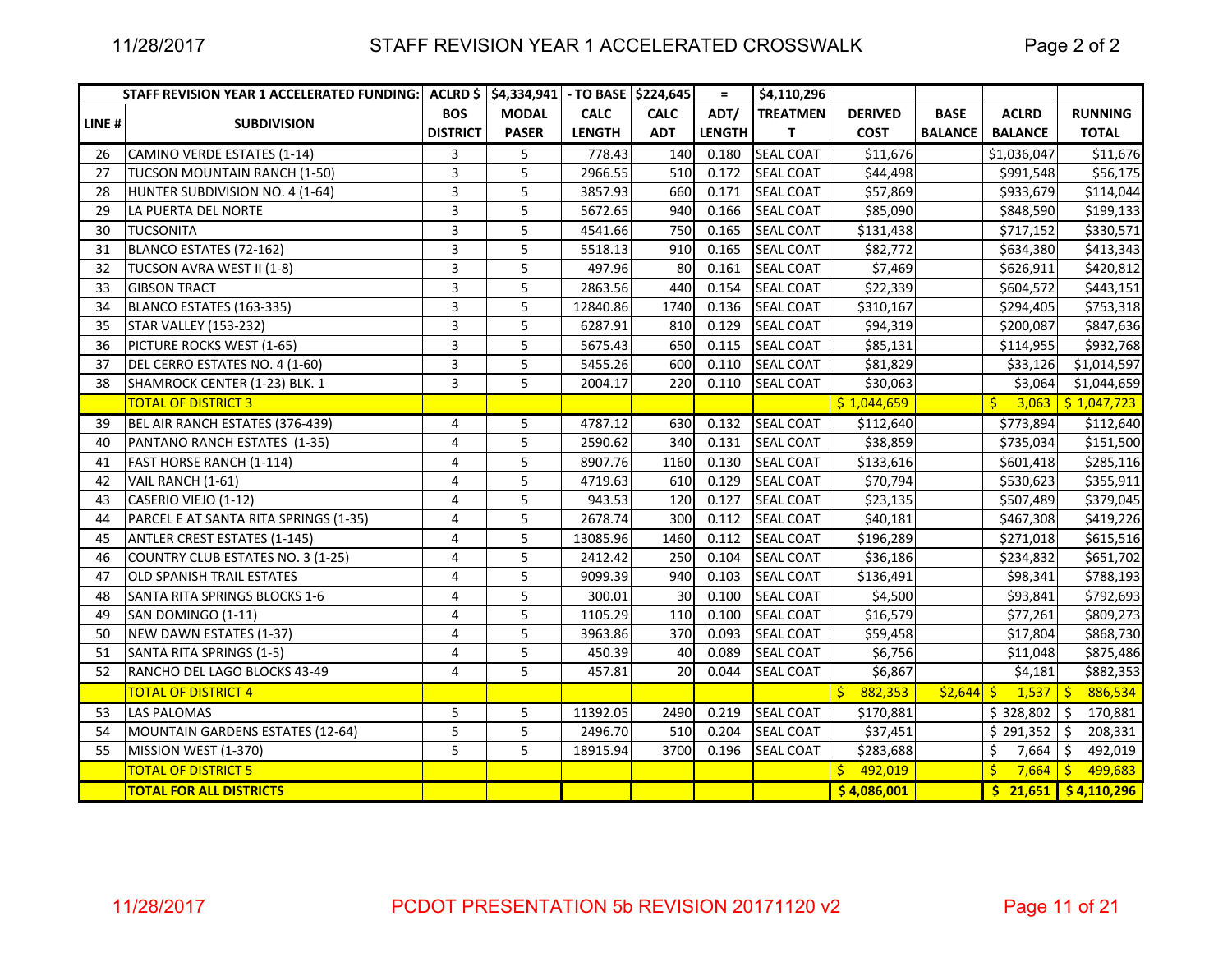# STAFF REVISION YEAR 1 ACCELERATED CROSSWALK

| STAFF REVISION YEAR 1 ACCELERATED FUNDING: | | ACLRD $ | $4,334,941 | - TO BASE | $224,645 | = | $4,110,296 | | | | |
|---|---|---|---|---|---|---|---|---|---|---|---|
| LINE # | SUBDIVISION | BOS DISTRICT | MODAL PASER | CALC LENGTH | CALC ADT | ADT/ LENGTH | TREATMENT | DERIVED COST | BASE BALANCE | ACLRD BALANCE | RUNNING TOTAL |
| 26 | CAMINO VERDE ESTATES (1-14) | 3 | 5 | 778.43 | 140 | 0.180 | SEAL COAT | $11,676 | | $1,036,047 | $11,676 |
| 27 | TUCSON MOUNTAIN RANCH (1-50) | 3 | 5 | 2966.55 | 510 | 0.172 | SEAL COAT | $44,498 | | $991,548 | $56,175 |
| 28 | HUNTER SUBDIVISION NO. 4 (1-64) | 3 | 5 | 3857.93 | 660 | 0.171 | SEAL COAT | $57,869 | | $933,679 | $114,044 |
| 29 | LA PUERTA DEL NORTE | 3 | 5 | 5672.65 | 940 | 0.166 | SEAL COAT | $85,090 | | $848,590 | $199,133 |
| 30 | TUCSONITA | 3 | 5 | 4541.66 | 750 | 0.165 | SEAL COAT | $131,438 | | $717,152 | $330,571 |
| 31 | BLANCO ESTATES (72-162) | 3 | 5 | 5518.13 | 910 | 0.165 | SEAL COAT | $82,772 | | $634,380 | $413,343 |
| 32 | TUCSON AVRA WEST II (1-8) | 3 | 5 | 497.96 | 80 | 0.161 | SEAL COAT | $7,469 | | $626,911 | $420,812 |
| 33 | GIBSON TRACT | 3 | 5 | 2863.56 | 440 | 0.154 | SEAL COAT | $22,339 | | $604,572 | $443,151 |
| 34 | BLANCO ESTATES (163-335) | 3 | 5 | 12840.86 | 1740 | 0.136 | SEAL COAT | $310,167 | | $294,405 | $753,318 |
| 35 | STAR VALLEY (153-232) | 3 | 5 | 6287.91 | 810 | 0.129 | SEAL COAT | $94,319 | | $200,087 | $847,636 |
| 36 | PICTURE ROCKS WEST (1-65) | 3 | 5 | 5675.43 | 650 | 0.115 | SEAL COAT | $85,131 | | $114,955 | $932,768 |
| 37 | DEL CERRO ESTATES NO. 4 (1-60) | 3 | 5 | 5455.26 | 600 | 0.110 | SEAL COAT | $81,829 | | $33,126 | $1,014,597 |
| 38 | SHAMROCK CENTER (1-23) BLK. 1 | 3 | 5 | 2004.17 | 220 | 0.110 | SEAL COAT | $30,063 | | $3,064 | $1,044,659 |
| | TOTAL OF DISTRICT 3 | | | | | | | $ 1,044,659 | | $ 3,063 | $ 1,047,723 |
| 39 | BEL AIR RANCH ESTATES (376-439) | 4 | 5 | 4787.12 | 630 | 0.132 | SEAL COAT | $112,640 | | $773,894 | $112,640 |
| 40 | PANTANO RANCH ESTATES (1-35) | 4 | 5 | 2590.62 | 340 | 0.131 | SEAL COAT | $38,859 | | $735,034 | $151,500 |
| 41 | FAST HORSE RANCH (1-114) | 4 | 5 | 8907.76 | 1160 | 0.130 | SEAL COAT | $133,616 | | $601,418 | $285,116 |
| 42 | VAIL RANCH (1-61) | 4 | 5 | 4719.63 | 610 | 0.129 | SEAL COAT | $70,794 | | $530,623 | $355,911 |
| 43 | CASERIO VIEJO (1-12) | 4 | 5 | 943.53 | 120 | 0.127 | SEAL COAT | $23,135 | | $507,489 | $379,045 |
| 44 | PARCEL E AT SANTA RITA SPRINGS (1-35) | 4 | 5 | 2678.74 | 300 | 0.112 | SEAL COAT | $40,181 | | $467,308 | $419,226 |
| 45 | ANTLER CREST ESTATES (1-145) | 4 | 5 | 13085.96 | 1460 | 0.112 | SEAL COAT | $196,289 | | $271,018 | $615,516 |
| 46 | COUNTRY CLUB ESTATES NO. 3 (1-25) | 4 | 5 | 2412.42 | 250 | 0.104 | SEAL COAT | $36,186 | | $234,832 | $651,702 |
| 47 | OLD SPANISH TRAIL ESTATES | 4 | 5 | 9099.39 | 940 | 0.103 | SEAL COAT | $136,491 | | $98,341 | $788,193 |
| 48 | SANTA RITA SPRINGS BLOCKS 1-6 | 4 | 5 | 300.01 | 30 | 0.100 | SEAL COAT | $4,500 | | $93,841 | $792,693 |
| 49 | SAN DOMINGO (1-11) | 4 | 5 | 1105.29 | 110 | 0.100 | SEAL COAT | $16,579 | | $77,261 | $809,273 |
| 50 | NEW DAWN ESTATES (1-37) | 4 | 5 | 3963.86 | 370 | 0.093 | SEAL COAT | $59,458 | | $17,804 | $868,730 |
| 51 | SANTA RITA SPRINGS (1-5) | 4 | 5 | 450.39 | 40 | 0.089 | SEAL COAT | $6,756 | | $11,048 | $875,486 |
| 52 | RANCHO DEL LAGO BLOCKS 43-49 | 4 | 5 | 457.81 | 20 | 0.044 | SEAL COAT | $6,867 | | $4,181 | $882,353 |
| | TOTAL OF DISTRICT 4 | | | | | | | $ 882,353 | $2,644 | $ 1,537 | $ 886,534 |
| 53 | LAS PALOMAS | 5 | 5 | 11392.05 | 2490 | 0.219 | SEAL COAT | $170,881 | | $ 328,802 | $ 170,881 |
| 54 | MOUNTAIN GARDENS ESTATES (12-64) | 5 | 5 | 2496.70 | 510 | 0.204 | SEAL COAT | $37,451 | | $ 291,352 | $ 208,331 |
| 55 | MISSION WEST (1-370) | 5 | 5 | 18915.94 | 3700 | 0.196 | SEAL COAT | $283,688 | | $ 7,664 | $ 492,019 |
| | TOTAL OF DISTRICT 5 | | | | | | | $ 492,019 | | $ 7,664 | $ 499,683 |
| | TOTAL FOR ALL DISTRICTS | | | | | | | $ 4,086,001 | | $ 21,651 | $ 4,110,296 |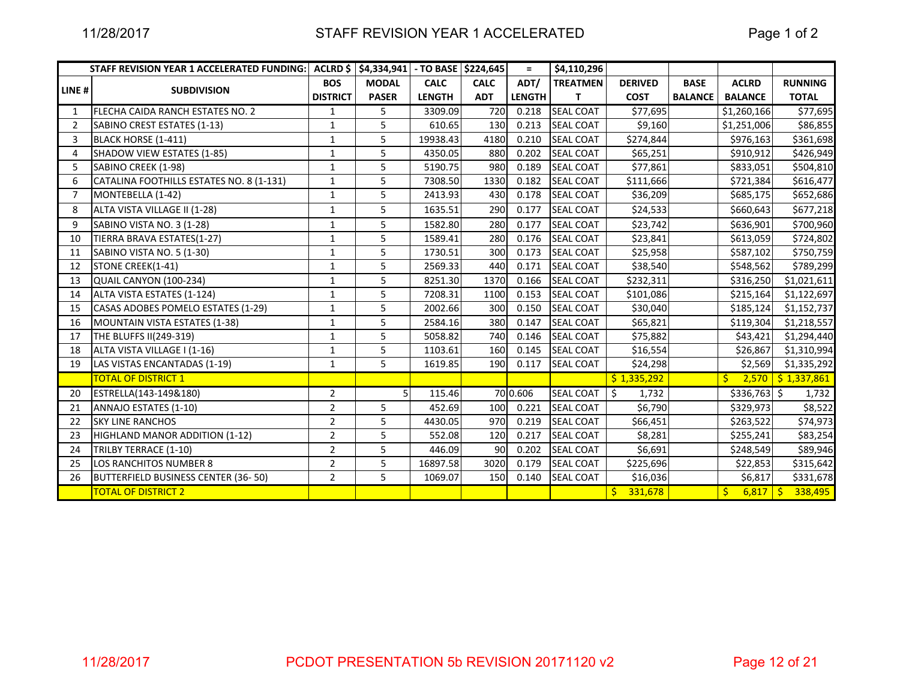# STAFF REVISION YEAR 1 ACCELERATED

| | STAFF REVISION YEAR 1 ACCELERATED FUNDING: | ACLRD $ | $4,334,941 | - TO BASE | $224,645 | = | $4,110,296 | | | | |
|---|---|---|---|---|---|---|---|---|---|---|---|
| LINE # | SUBDIVISION | BOS DISTRICT | MODAL PASER | CALC LENGTH | CALC ADT | ADT/ LENGTH | TREATMENT | DERIVED COST | BASE BALANCE | ACLRD BALANCE | RUNNING TOTAL |
| 1 | FLECHA CAIDA RANCH ESTATES NO. 2 | 1 | 5 | 3309.09 | 720 | 0.218 | SEAL COAT | $77,695 | | $1,260,166 | $77,695 |
| 2 | SABINO CREST ESTATES (1-13) | 1 | 5 | 610.65 | 130 | 0.213 | SEAL COAT | $9,160 | | $1,251,006 | $86,855 |
| 3 | BLACK HORSE (1-411) | 1 | 5 | 19938.43 | 4180 | 0.210 | SEAL COAT | $274,844 | | $976,163 | $361,698 |
| 4 | SHADOW VIEW ESTATES (1-85) | 1 | 5 | 4350.05 | 880 | 0.202 | SEAL COAT | $65,251 | | $910,912 | $426,949 |
| 5 | SABINO CREEK (1-98) | 1 | 5 | 5190.75 | 980 | 0.189 | SEAL COAT | $77,861 | | $833,051 | $504,810 |
| 6 | CATALINA FOOTHILLS ESTATES NO. 8 (1-131) | 1 | 5 | 7308.50 | 1330 | 0.182 | SEAL COAT | $111,666 | | $721,384 | $616,477 |
| 7 | MONTEBELLA (1-42) | 1 | 5 | 2413.93 | 430 | 0.178 | SEAL COAT | $36,209 | | $685,175 | $652,686 |
| 8 | ALTA VISTA VILLAGE II (1-28) | 1 | 5 | 1635.51 | 290 | 0.177 | SEAL COAT | $24,533 | | $660,643 | $677,218 |
| 9 | SABINO VISTA NO. 3 (1-28) | 1 | 5 | 1582.80 | 280 | 0.177 | SEAL COAT | $23,742 | | $636,901 | $700,960 |
| 10 | TIERRA BRAVA ESTATES(1-27) | 1 | 5 | 1589.41 | 280 | 0.176 | SEAL COAT | $23,841 | | $613,059 | $724,802 |
| 11 | SABINO VISTA NO. 5 (1-30) | 1 | 5 | 1730.51 | 300 | 0.173 | SEAL COAT | $25,958 | | $587,102 | $750,759 |
| 12 | STONE CREEK(1-41) | 1 | 5 | 2569.33 | 440 | 0.171 | SEAL COAT | $38,540 | | $548,562 | $789,299 |
| 13 | QUAIL CANYON (100-234) | 1 | 5 | 8251.30 | 1370 | 0.166 | SEAL COAT | $232,311 | | $316,250 | $1,021,611 |
| 14 | ALTA VISTA ESTATES (1-124) | 1 | 5 | 7208.31 | 1100 | 0.153 | SEAL COAT | $101,086 | | $215,164 | $1,122,697 |
| 15 | CASAS ADOBES POMELO ESTATES (1-29) | 1 | 5 | 2002.66 | 300 | 0.150 | SEAL COAT | $30,040 | | $185,124 | $1,152,737 |
| 16 | MOUNTAIN VISTA ESTATES (1-38) | 1 | 5 | 2584.16 | 380 | 0.147 | SEAL COAT | $65,821 | | $119,304 | $1,218,557 |
| 17 | THE BLUFFS II(249-319) | 1 | 5 | 5058.82 | 740 | 0.146 | SEAL COAT | $75,882 | | $43,421 | $1,294,440 |
| 18 | ALTA VISTA VILLAGE I (1-16) | 1 | 5 | 1103.61 | 160 | 0.145 | SEAL COAT | $16,554 | | $26,867 | $1,310,994 |
| 19 | LAS VISTAS ENCANTADAS (1-19) | 1 | 5 | 1619.85 | 190 | 0.117 | SEAL COAT | $24,298 | | $2,569 | $1,335,292 |
| | TOTAL OF DISTRICT 1 | | | | | | | $ 1,335,292 | | $ 2,570 | $ 1,337,861 |
| 20 | ESTRELLA(143-149&180) | 2 | 5 | 115.46 | 70 | 0.606 | SEAL COAT | $ 1,732 | | $336,763 | $ 1,732 |
| 21 | ANNAJO ESTATES (1-10) | 2 | 5 | 452.69 | 100 | 0.221 | SEAL COAT | $6,790 | | $329,973 | $8,522 |
| 22 | SKY LINE RANCHOS | 2 | 5 | 4430.05 | 970 | 0.219 | SEAL COAT | $66,451 | | $263,522 | $74,973 |
| 23 | HIGHLAND MANOR ADDITION (1-12) | 2 | 5 | 552.08 | 120 | 0.217 | SEAL COAT | $8,281 | | $255,241 | $83,254 |
| 24 | TRILBY TERRACE (1-10) | 2 | 5 | 446.09 | 90 | 0.202 | SEAL COAT | $6,691 | | $248,549 | $89,946 |
| 25 | LOS RANCHITOS NUMBER 8 | 2 | 5 | 16897.58 | 3020 | 0.179 | SEAL COAT | $225,696 | | $22,853 | $315,642 |
| 26 | BUTTERFIELD BUSINESS CENTER (36- 50) | 2 | 5 | 1069.07 | 150 | 0.140 | SEAL COAT | $16,036 | | $6,817 | $331,678 |
| | TOTAL OF DISTRICT 2 | | | | | | | $ 331,678 | | $ 6,817 | $ 338,495 |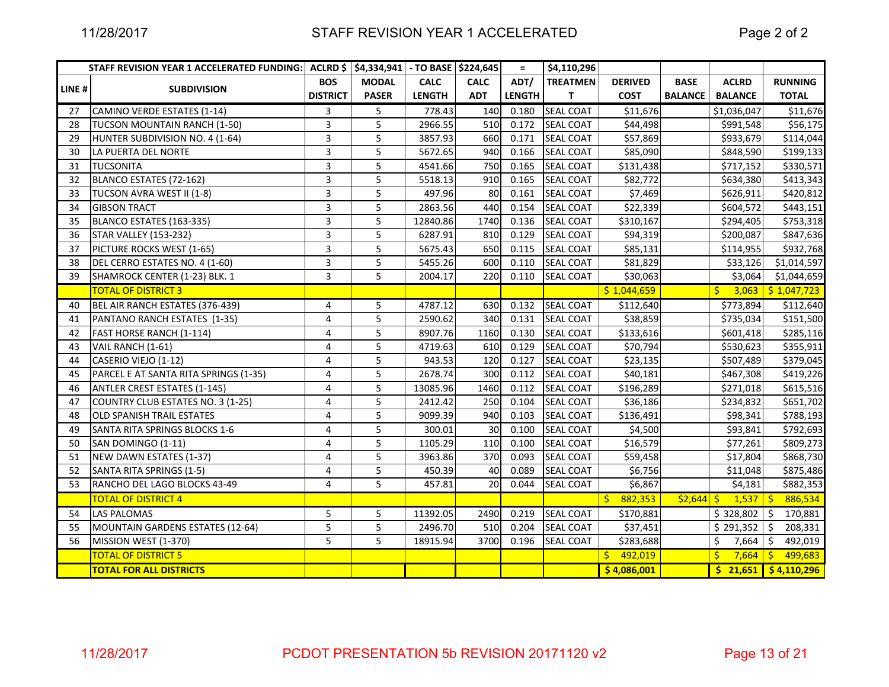| | STAFF REVISION YEAR 1 ACCELERATED FUNDING: | ACLRD $ | $4,334,941 | - TO BASE | $224,645 | = | $4,110,296 | | | | |
|---|---|---|---|---|---|---|---|---|---|---|---|
| LINE # | SUBDIVISION | BOS DISTRICT | MODAL PASER | CALC LENGTH | CALC ADT | ADT/ LENGTH | TREATMENT | DERIVED COST | BASE BALANCE | ACLRD BALANCE | RUNNING TOTAL |
| 27 | CAMINO VERDE ESTATES (1-14) | 3 | 5 | 778.43 | 140 | 0.180 | SEAL COAT | $11,676 | | $1,036,047 | $11,676 |
| 28 | TUCSON MOUNTAIN RANCH (1-50) | 3 | 5 | 2966.55 | 510 | 0.172 | SEAL COAT | $44,498 | | $991,548 | $56,175 |
| 29 | HUNTER SUBDIVISION NO. 4 (1-64) | 3 | 5 | 3857.93 | 660 | 0.171 | SEAL COAT | $57,869 | | $933,679 | $114,044 |
| 30 | LA PUERTA DEL NORTE | 3 | 5 | 5672.65 | 940 | 0.166 | SEAL COAT | $85,090 | | $848,590 | $199,133 |
| 31 | TUCSONITA | 3 | 5 | 4541.66 | 750 | 0.165 | SEAL COAT | $131,438 | | $717,152 | $330,571 |
| 32 | BLANCO ESTATES (72-162) | 3 | 5 | 5518.13 | 910 | 0.165 | SEAL COAT | $82,772 | | $634,380 | $413,343 |
| 33 | TUCSON AVRA WEST II (1-8) | 3 | 5 | 497.96 | 80 | 0.161 | SEAL COAT | $7,469 | | $626,911 | $420,812 |
| 34 | GIBSON TRACT | 3 | 5 | 2863.56 | 440 | 0.154 | SEAL COAT | $22,339 | | $604,572 | $443,151 |
| 35 | BLANCO ESTATES (163-335) | 3 | 5 | 12840.86 | 1740 | 0.136 | SEAL COAT | $310,167 | | $294,405 | $753,318 |
| 36 | STAR VALLEY (153-232) | 3 | 5 | 6287.91 | 810 | 0.129 | SEAL COAT | $94,319 | | $200,087 | $847,636 |
| 37 | PICTURE ROCKS WEST (1-65) | 3 | 5 | 5675.43 | 650 | 0.115 | SEAL COAT | $85,131 | | $114,955 | $932,768 |
| 38 | DEL CERRO ESTATES NO. 4 (1-60) | 3 | 5 | 5455.26 | 600 | 0.110 | SEAL COAT | $81,829 | | $33,126 | $1,014,597 |
| 39 | SHAMROCK CENTER (1-23) BLK. 1 | 3 | 5 | 2004.17 | 220 | 0.110 | SEAL COAT | $30,063 | | $3,064 | $1,044,659 |
| | TOTAL OF DISTRICT 3 | | | | | | | $ 1,044,659 | | $ 3,063 | $ 1,047,723 |
| 40 | BEL AIR RANCH ESTATES (376-439) | 4 | 5 | 4787.12 | 630 | 0.132 | SEAL COAT | $112,640 | | $773,894 | $112,640 |
| 41 | PANTANO RANCH ESTATES (1-35) | 4 | 5 | 2590.62 | 340 | 0.131 | SEAL COAT | $38,859 | | $735,034 | $151,500 |
| 42 | FAST HORSE RANCH (1-114) | 4 | 5 | 8907.76 | 1160 | 0.130 | SEAL COAT | $133,616 | | $601,418 | $285,116 |
| 43 | VAIL RANCH (1-61) | 4 | 5 | 4719.63 | 610 | 0.129 | SEAL COAT | $70,794 | | $530,623 | $355,911 |
| 44 | CASERIO VIEJO (1-12) | 4 | 5 | 943.53 | 120 | 0.127 | SEAL COAT | $23,135 | | $507,489 | $379,045 |
| 45 | PARCEL E AT SANTA RITA SPRINGS (1-35) | 4 | 5 | 2678.74 | 300 | 0.112 | SEAL COAT | $40,181 | | $467,308 | $419,226 |
| 46 | ANTLER CREST ESTATES (1-145) | 4 | 5 | 13085.96 | 1460 | 0.112 | SEAL COAT | $196,289 | | $271,018 | $615,516 |
| 47 | COUNTRY CLUB ESTATES NO. 3 (1-25) | 4 | 5 | 2412.42 | 250 | 0.104 | SEAL COAT | $36,186 | | $234,832 | $651,702 |
| 48 | OLD SPANISH TRAIL ESTATES | 4 | 5 | 9099.39 | 940 | 0.103 | SEAL COAT | $136,491 | | $98,341 | $788,193 |
| 49 | SANTA RITA SPRINGS BLOCKS 1-6 | 4 | 5 | 300.01 | 30 | 0.100 | SEAL COAT | $4,500 | | $93,841 | $792,693 |
| 50 | SAN DOMINGO (1-11) | 4 | 5 | 1105.29 | 110 | 0.100 | SEAL COAT | $16,579 | | $77,261 | $809,273 |
| 51 | NEW DAWN ESTATES (1-37) | 4 | 5 | 3963.86 | 370 | 0.093 | SEAL COAT | $59,458 | | $17,804 | $868,730 |
| 52 | SANTA RITA SPRINGS (1-5) | 4 | 5 | 450.39 | 40 | 0.089 | SEAL COAT | $6,756 | | $11,048 | $875,486 |
| 53 | RANCHO DEL LAGO BLOCKS 43-49 | 4 | 5 | 457.81 | 20 | 0.044 | SEAL COAT | $6,867 | | $4,181 | $882,353 |
| | TOTAL OF DISTRICT 4 | | | | | | | $ 882,353 | $2,644 | $ 1,537 | $ 886,534 |
| 54 | LAS PALOMAS | 5 | 5 | 11392.05 | 2490 | 0.219 | SEAL COAT | $170,881 | | $ 328,802 | $ 170,881 |
| 55 | MOUNTAIN GARDENS ESTATES (12-64) | 5 | 5 | 2496.70 | 510 | 0.204 | SEAL COAT | $37,451 | | $ 291,352 | $ 208,331 |
| 56 | MISSION WEST (1-370) | 5 | 5 | 18915.94 | 3700 | 0.196 | SEAL COAT | $283,688 | | $ 7,664 | $ 492,019 |
| | TOTAL OF DISTRICT 5 | | | | | | | $ 492,019 | | $ 7,664 | $ 499,683 |
| | TOTAL FOR ALL DISTRICTS | | | | | | | $ 4,086,001 | | $ 21,651 | $ 4,110,296 |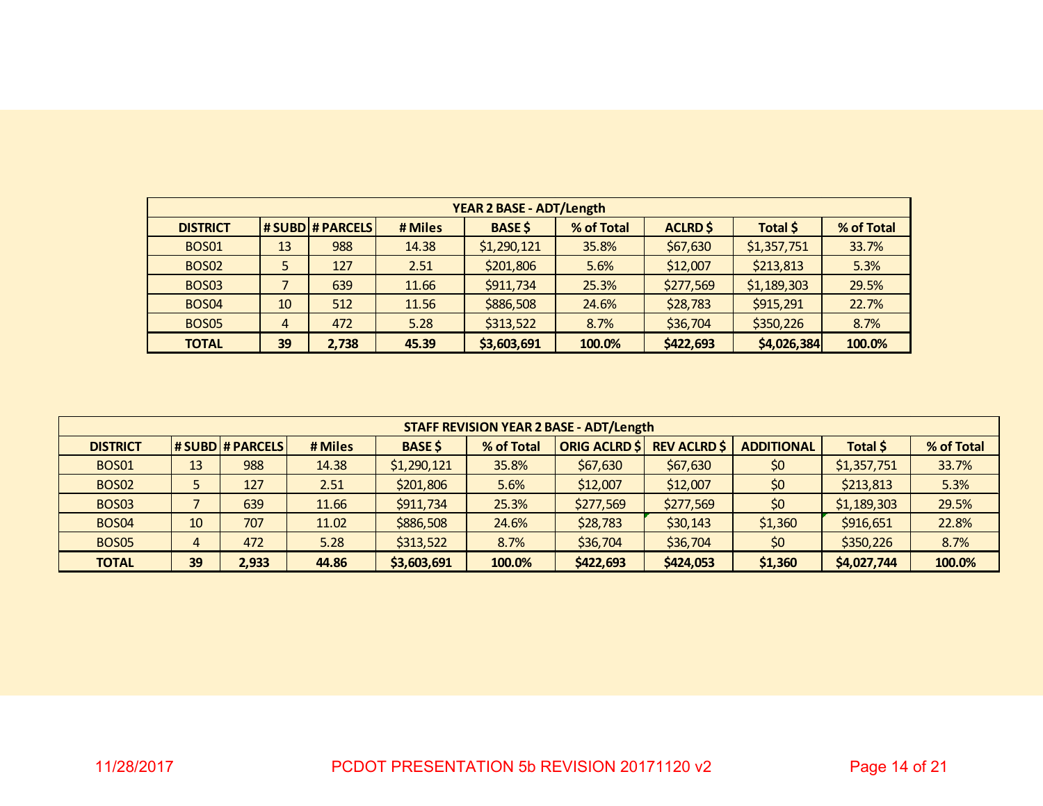| YEAR 2 BASE - ADT/Length | | | | | | | | |
|---|---|---|---|---|---|---|---|---|
| **DISTRICT** | **# SUBD** | **# PARCELS** | **# Miles** | **BASE $** | **% of Total** | **ACLRD $** | **Total $** | **% of Total** |
| BOS01 | 13 | 988 | 14.38 | $1,290,121 | 35.8% | $67,630 | $1,357,751 | 33.7% |
| BOS02 | 5 | 127 | 2.51 | $201,806 | 5.6% | $12,007 | $213,813 | 5.3% |
| BOS03 | 7 | 639 | 11.66 | $911,734 | 25.3% | $277,569 | $1,189,303 | 29.5% |
| BOS04 | 10 | 512 | 11.56 | $886,508 | 24.6% | $28,783 | $915,291 | 22.7% |
| BOS05 | 4 | 472 | 5.28 | $313,522 | 8.7% | $36,704 | $350,226 | 8.7% |
| **TOTAL** | **39** | **2,738** | **45.39** | **$3,603,691** | **100.0%** | **$422,693** | **$4,026,384** | **100.0%** |

| STAFF REVISION YEAR 2 BASE - ADT/Length | | | | | | | | | | |
|---|---|---|---|---|---|---|---|---|---|---|
| **DISTRICT** | **# SUBD** | **# PARCELS** | **# Miles** | **BASE $** | **% of Total** | **ORIG ACLRD $** | **REV ACLRD $** | **ADDITIONAL** | **Total $** | **% of Total** |
| BOS01 | 13 | 988 | 14.38 | $1,290,121 | 35.8% | $67,630 | $67,630 | $0 | $1,357,751 | 33.7% |
| BOS02 | 5 | 127 | 2.51 | $201,806 | 5.6% | $12,007 | $12,007 | $0 | $213,813 | 5.3% |
| BOS03 | 7 | 639 | 11.66 | $911,734 | 25.3% | $277,569 | $277,569 | $0 | $1,189,303 | 29.5% |
| BOS04 | 10 | 707 | 11.02 | $886,508 | 24.6% | $28,783 | $30,143 | $1,360 | $916,651 | 22.8% |
| BOS05 | 4 | 472 | 5.28 | $313,522 | 8.7% | $36,704 | $36,704 | $0 | $350,226 | 8.7% |
| **TOTAL** | **39** | **2,933** | **44.86** | **$3,603,691** | **100.0%** | **$422,693** | **$424,053** | **$1,360** | **$4,027,744** | **100.0%** |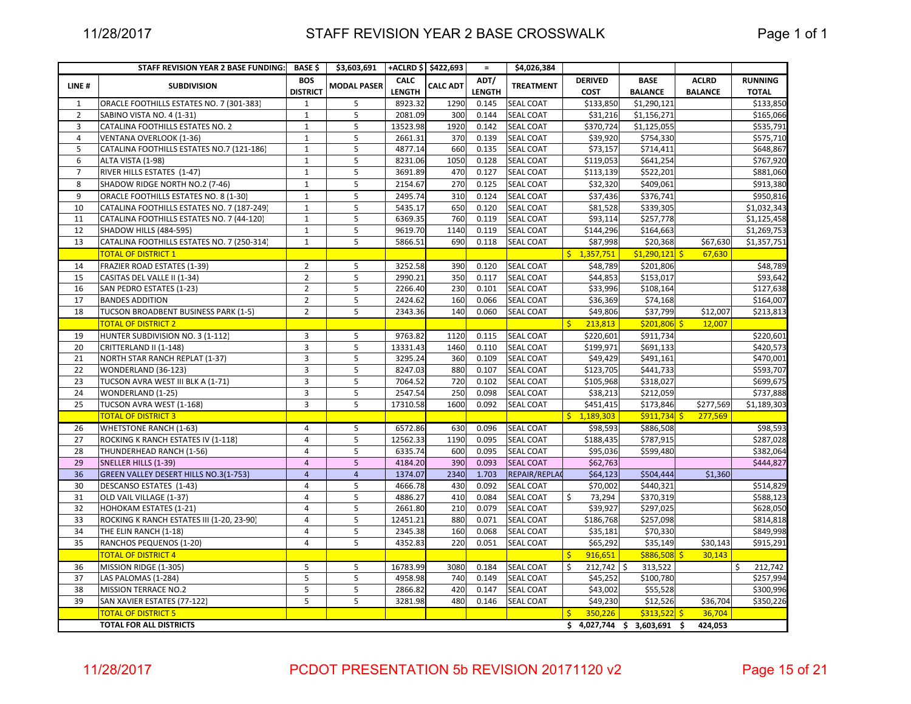# STAFF REVISION YEAR 2 BASE CROSSWALK

| LINE # | STAFF REVISION YEAR 2 BASE FUNDING: | BASE $ | $3,603,691 | +ACLRD $ | $422,693 | = | $4,026,384 | | | | |
|---|---|---|---|---|---|---|---|---|---|---|---|
| LINE # | SUBDIVISION | BOS DISTRICT | MODAL PASER | CALC LENGTH | CALC ADT | ADT/ LENGTH | TREATMENT | DERIVED COST | BASE BALANCE | ACLRD BALANCE | RUNNING TOTAL |
| 1 | ORACLE FOOTHILLS ESTATES NO. 7 (301-383) | 1 | 5 | 8923.32 | 1290 | 0.145 | SEAL COAT | $133,850 | $1,290,121 | | $133,850 |
| 2 | SABINO VISTA NO. 4 (1-31) | 1 | 5 | 2081.09 | 300 | 0.144 | SEAL COAT | $31,216 | $1,156,271 | | $165,066 |
| 3 | CATALINA FOOTHILLS ESTATES NO. 2 | 1 | 5 | 13523.98 | 1920 | 0.142 | SEAL COAT | $370,724 | $1,125,055 | | $535,791 |
| 4 | VENTANA OVERLOOK (1-36) | 1 | 5 | 2661.31 | 370 | 0.139 | SEAL COAT | $39,920 | $754,330 | | $575,710 |
| 5 | CATALINA FOOTHILLS ESTATES NO.7 (121-186) | 1 | 5 | 4877.14 | 660 | 0.135 | SEAL COAT | $73,157 | $714,411 | | $648,867 |
| 6 | ALTA VISTA (1-98) | 1 | 5 | 8231.06 | 1050 | 0.128 | SEAL COAT | $119,053 | $641,254 | | $767,920 |
| 7 | RIVER HILLS ESTATES (1-47) | 1 | 5 | 3691.89 | 470 | 0.127 | SEAL COAT | $113,139 | $522,201 | | $881,060 |
| 8 | SHADOW RIDGE NORTH NO.2 (7-46) | 1 | 5 | 2154.67 | 270 | 0.125 | SEAL COAT | $32,320 | $409,061 | | $913,380 |
| 9 | ORACLE FOOTHILLS ESTATES NO. 8 (1-30) | 1 | 5 | 2495.74 | 310 | 0.124 | SEAL COAT | $37,436 | $376,741 | | $950,816 |
| 10 | CATALINA FOOTHILLS ESTATES NO. 7 (187-249) | 1 | 5 | 5435.17 | 650 | 0.120 | SEAL COAT | $81,528 | $339,305 | | $1,032,343 |
| 11 | CATALINA FOOTHILLS ESTATES NO. 7 (44-120) | 1 | 5 | 6369.35 | 760 | 0.119 | SEAL COAT | $93,114 | $257,778 | | $1,125,458 |
| 12 | SHADOW HILLS (484-595) | 1 | 5 | 9619.70 | 1140 | 0.119 | SEAL COAT | $144,296 | $164,663 | | $1,269,753 |
| 13 | CATALINA FOOTHILLS ESTATES NO. 7 (250-314) | 1 | 5 | 5866.51 | 690 | 0.118 | SEAL COAT | $87,998 | $20,368 | $67,630 | $1,357,751 |
| | TOTAL OF DISTRICT 1 | | | | | | | $ 1,357,751 | $1,290,121 | $ 67,630 | |
| 14 | FRAZIER ROAD ESTATES (1-39) | 2 | 5 | 3252.58 | 390 | 0.120 | SEAL COAT | $48,789 | $201,806 | | $48,789 |
| 15 | CASITAS DEL VALLE II (1-34) | 2 | 5 | 2990.21 | 350 | 0.117 | SEAL COAT | $44,853 | $153,017 | | $93,642 |
| 16 | SAN PEDRO ESTATES (1-23) | 2 | 5 | 2266.40 | 230 | 0.101 | SEAL COAT | $33,996 | $108,164 | | $127,638 |
| 17 | BANDES ADDITION | 2 | 5 | 2424.62 | 160 | 0.066 | SEAL COAT | $36,369 | $74,168 | | $164,007 |
| 18 | TUCSON BROADBENT BUSINESS PARK (1-5) | 2 | 5 | 2343.36 | 140 | 0.060 | SEAL COAT | $49,806 | $37,799 | $12,007 | $213,813 |
| | TOTAL OF DISTRICT 2 | | | | | | | $ 213,813 | $201,806 | $ 12,007 | |
| 19 | HUNTER SUBDIVISION NO. 3 (1-112) | 3 | 5 | 9763.82 | 1120 | 0.115 | SEAL COAT | $220,601 | $911,734 | | $220,601 |
| 20 | CRITTERLAND II (1-148) | 3 | 5 | 13331.43 | 1460 | 0.110 | SEAL COAT | $199,971 | $691,133 | | $420,573 |
| 21 | NORTH STAR RANCH REPLAT (1-37) | 3 | 5 | 3295.24 | 360 | 0.109 | SEAL COAT | $49,429 | $491,161 | | $470,001 |
| 22 | WONDERLAND (36-123) | 3 | 5 | 8247.03 | 880 | 0.107 | SEAL COAT | $123,705 | $441,733 | | $593,707 |
| 23 | TUCSON AVRA WEST III BLK A (1-71) | 3 | 5 | 7064.52 | 720 | 0.102 | SEAL COAT | $105,968 | $318,027 | | $699,675 |
| 24 | WONDERLAND (1-25) | 3 | 5 | 2547.54 | 250 | 0.098 | SEAL COAT | $38,213 | $212,059 | | $737,888 |
| 25 | TUCSON AVRA WEST (1-168) | 3 | 5 | 17310.58 | 1600 | 0.092 | SEAL COAT | $451,415 | $173,846 | $277,569 | $1,189,303 |
| | TOTAL OF DISTRICT 3 | | | | | | | $ 1,189,303 | $911,734 | $ 277,569 | |
| 26 | WHETSTONE RANCH (1-63) | 4 | 5 | 6572.86 | 630 | 0.096 | SEAL COAT | $98,593 | $886,508 | | $98,593 |
| 27 | ROCKING K RANCH ESTATES IV (1-118) | 4 | 5 | 12562.33 | 1190 | 0.095 | SEAL COAT | $188,435 | $787,915 | | $287,028 |
| 28 | THUNDERHEAD RANCH (1-56) | 4 | 5 | 6335.74 | 600 | 0.095 | SEAL COAT | $95,036 | $599,480 | | $382,064 |
| 29 | SNELLER HILLS (1-39) | 4 | 5 | 4184.20 | 390 | 0.093 | SEAL COAT | $62,763 | | | $444,827 |
| 36 | GREEN VALLEY DESERT HILLS NO.3(1-753) | 4 | 4 | 1374.07 | 2340 | 1.703 | REPAIR/REPLAC | $64,123 | $504,444 | $1,360 | |
| 30 | DESCANSO ESTATES (1-43) | 4 | 5 | 4666.78 | 430 | 0.092 | SEAL COAT | $70,002 | $440,321 | | $514,829 |
| 31 | OLD VAIL VILLAGE (1-37) | 4 | 5 | 4886.27 | 410 | 0.084 | SEAL COAT | $ 73,294 | $370,319 | | $588,123 |
| 32 | HOHOKAM ESTATES (1-21) | 4 | 5 | 2661.80 | 210 | 0.079 | SEAL COAT | $39,927 | $297,025 | | $628,050 |
| 33 | ROCKING K RANCH ESTATES III (1-20, 23-90) | 4 | 5 | 12451.21 | 880 | 0.071 | SEAL COAT | $186,768 | $257,098 | | $814,818 |
| 34 | THE ELIN RANCH (1-18) | 4 | 5 | 2345.38 | 160 | 0.068 | SEAL COAT | $35,181 | $70,330 | | $849,998 |
| 35 | RANCHOS PEQUENOS (1-20) | 4 | 5 | 4352.83 | 220 | 0.051 | SEAL COAT | $65,292 | $35,149 | $30,143 | $915,291 |
| | TOTAL OF DISTRICT 4 | | | | | | | $ 916,651 | $886,508 | $ 30,143 | |
| 36 | MISSION RIDGE (1-305) | 5 | 5 | 16783.99 | 3080 | 0.184 | SEAL COAT | $ 212,742 | $ 313,522 | | $ 212,742 |
| 37 | LAS PALOMAS (1-284) | 5 | 5 | 4958.98 | 740 | 0.149 | SEAL COAT | $45,252 | $100,780 | | $257,994 |
| 38 | MISSION TERRACE NO.2 | 5 | 5 | 2866.82 | 420 | 0.147 | SEAL COAT | $43,002 | $55,528 | | $300,996 |
| 39 | SAN XAVIER ESTATES (77-122) | 5 | 5 | 3281.98 | 480 | 0.146 | SEAL COAT | $49,230 | $12,526 | $36,704 | $350,226 |
| | TOTAL OF DISTRICT 5 | | | | | | | $ 350,226 | $313,522 | $ 36,704 | |
| | TOTAL FOR ALL DISTRICTS | | | | | | | $ 4,027,744 | $ 3,603,691 | $ 424,053 | |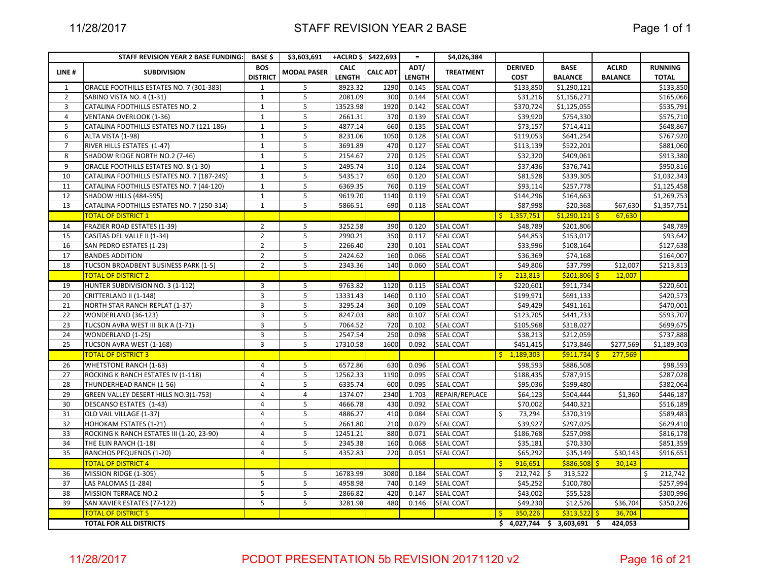# STAFF REVISION YEAR 2 BASE

| | STAFF REVISION YEAR 2 BASE FUNDING: | BASE $ | $3,603,691 | +ACLRD $ | $422,693 | = | $4,026,384 | | | | |
|---|---|---|---|---|---|---|---|---|---|---|---|
| LINE # | SUBDIVISION | BOS DISTRICT | MODAL PASER | CALC LENGTH | CALC ADT | ADT/ LENGTH | TREATMENT | DERIVED COST | BASE BALANCE | ACLRD BALANCE | RUNNING TOTAL |
| 1 | ORACLE FOOTHILLS ESTATES NO. 7 (301-383) | 1 | 5 | 8923.32 | 1290 | 0.145 | SEAL COAT | $133,850 | $1,290,121 | | $133,850 |
| 2 | SABINO VISTA NO. 4 (1-31) | 1 | 5 | 2081.09 | 300 | 0.144 | SEAL COAT | $31,216 | $1,156,271 | | $165,066 |
| 3 | CATALINA FOOTHILLS ESTATES NO. 2 | 1 | 5 | 13523.98 | 1920 | 0.142 | SEAL COAT | $370,724 | $1,125,055 | | $535,791 |
| 4 | VENTANA OVERLOOK (1-36) | 1 | 5 | 2661.31 | 370 | 0.139 | SEAL COAT | $39,920 | $754,330 | | $575,710 |
| 5 | CATALINA FOOTHILLS ESTATES NO.7 (121-186) | 1 | 5 | 4877.14 | 660 | 0.135 | SEAL COAT | $73,157 | $714,411 | | $648,867 |
| 6 | ALTA VISTA (1-98) | 1 | 5 | 8231.06 | 1050 | 0.128 | SEAL COAT | $119,053 | $641,254 | | $767,920 |
| 7 | RIVER HILLS ESTATES (1-47) | 1 | 5 | 3691.89 | 470 | 0.127 | SEAL COAT | $113,139 | $522,201 | | $881,060 |
| 8 | SHADOW RIDGE NORTH NO.2 (7-46) | 1 | 5 | 2154.67 | 270 | 0.125 | SEAL COAT | $32,320 | $409,061 | | $913,380 |
| 9 | ORACLE FOOTHILLS ESTATES NO. 8 (1-30) | 1 | 5 | 2495.74 | 310 | 0.124 | SEAL COAT | $37,436 | $376,741 | | $950,816 |
| 10 | CATALINA FOOTHILLS ESTATES NO. 7 (187-249) | 1 | 5 | 5435.17 | 650 | 0.120 | SEAL COAT | $81,528 | $339,305 | | $1,032,343 |
| 11 | CATALINA FOOTHILLS ESTATES NO. 7 (44-120) | 1 | 5 | 6369.35 | 760 | 0.119 | SEAL COAT | $93,114 | $257,778 | | $1,125,458 |
| 12 | SHADOW HILLS (484-595) | 1 | 5 | 9619.70 | 1140 | 0.119 | SEAL COAT | $144,296 | $164,663 | | $1,269,753 |
| 13 | CATALINA FOOTHILLS ESTATES NO. 7 (250-314) | 1 | 5 | 5866.51 | 690 | 0.118 | SEAL COAT | $87,998 | $20,368 | $67,630 | $1,357,751 |
| | TOTAL OF DISTRICT 1 | | | | | | | $ 1,357,751 | $1,290,121 | $ 67,630 | |
| 14 | FRAZIER ROAD ESTATES (1-39) | 2 | 5 | 3252.58 | 390 | 0.120 | SEAL COAT | $48,789 | $201,806 | | $48,789 |
| 15 | CASITAS DEL VALLE II (1-34) | 2 | 5 | 2990.21 | 350 | 0.117 | SEAL COAT | $44,853 | $153,017 | | $93,642 |
| 16 | SAN PEDRO ESTATES (1-23) | 2 | 5 | 2266.40 | 230 | 0.101 | SEAL COAT | $33,996 | $108,164 | | $127,638 |
| 17 | BANDES ADDITION | 2 | 5 | 2424.62 | 160 | 0.066 | SEAL COAT | $36,369 | $74,168 | | $164,007 |
| 18 | TUCSON BROADBENT BUSINESS PARK (1-5) | 2 | 5 | 2343.36 | 140 | 0.060 | SEAL COAT | $49,806 | $37,799 | $12,007 | $213,813 |
| | TOTAL OF DISTRICT 2 | | | | | | | $ 213,813 | $201,806 | $ 12,007 | |
| 19 | HUNTER SUBDIVISION NO. 3 (1-112) | 3 | 5 | 9763.82 | 1120 | 0.115 | SEAL COAT | $220,601 | $911,734 | | $220,601 |
| 20 | CRITTERLAND II (1-148) | 3 | 5 | 13331.43 | 1460 | 0.110 | SEAL COAT | $199,971 | $691,133 | | $420,573 |
| 21 | NORTH STAR RANCH REPLAT (1-37) | 3 | 5 | 3295.24 | 360 | 0.109 | SEAL COAT | $49,429 | $491,161 | | $470,001 |
| 22 | WONDERLAND (36-123) | 3 | 5 | 8247.03 | 880 | 0.107 | SEAL COAT | $123,705 | $441,733 | | $593,707 |
| 23 | TUCSON AVRA WEST III BLK A (1-71) | 3 | 5 | 7064.52 | 720 | 0.102 | SEAL COAT | $105,968 | $318,027 | | $699,675 |
| 24 | WONDERLAND (1-25) | 3 | 5 | 2547.54 | 250 | 0.098 | SEAL COAT | $38,213 | $212,059 | | $737,888 |
| 25 | TUCSON AVRA WEST (1-168) | 3 | 5 | 17310.58 | 1600 | 0.092 | SEAL COAT | $451,415 | $173,846 | $277,569 | $1,189,303 |
| | TOTAL OF DISTRICT 3 | | | | | | | $ 1,189,303 | $911,734 | $ 277,569 | |
| 26 | WHETSTONE RANCH (1-63) | 4 | 5 | 6572.86 | 630 | 0.096 | SEAL COAT | $98,593 | $886,508 | | $98,593 |
| 27 | ROCKING K RANCH ESTATES IV (1-118) | 4 | 5 | 12562.33 | 1190 | 0.095 | SEAL COAT | $188,435 | $787,915 | | $287,028 |
| 28 | THUNDERHEAD RANCH (1-56) | 4 | 5 | 6335.74 | 600 | 0.095 | SEAL COAT | $95,036 | $599,480 | | $382,064 |
| 29 | GREEN VALLEY DESERT HILLS NO.3(1-753) | 4 | 4 | 1374.07 | 2340 | 1.703 | REPAIR/REPLACE | $64,123 | $504,444 | $1,360 | $446,187 |
| 30 | DESCANSO ESTATES (1-43) | 4 | 5 | 4666.78 | 430 | 0.092 | SEAL COAT | $70,002 | $440,321 | | $516,189 |
| 31 | OLD VAIL VILLAGE (1-37) | 4 | 5 | 4886.27 | 410 | 0.084 | SEAL COAT | $ 73,294 | $370,319 | | $589,483 |
| 32 | HOHOKAM ESTATES (1-21) | 4 | 5 | 2661.80 | 210 | 0.079 | SEAL COAT | $39,927 | $297,025 | | $629,410 |
| 33 | ROCKING K RANCH ESTATES III (1-20, 23-90) | 4 | 5 | 12451.21 | 880 | 0.071 | SEAL COAT | $186,768 | $257,098 | | $816,178 |
| 34 | THE ELIN RANCH (1-18) | 4 | 5 | 2345.38 | 160 | 0.068 | SEAL COAT | $35,181 | $70,330 | | $851,359 |
| 35 | RANCHOS PEQUENOS (1-20) | 4 | 5 | 4352.83 | 220 | 0.051 | SEAL COAT | $65,292 | $35,149 | $30,143 | $916,651 |
| | TOTAL OF DISTRICT 4 | | | | | | | $ 916,651 | $886,508 | $ 30,143 | |
| 36 | MISSION RIDGE (1-305) | 5 | 5 | 16783.99 | 3080 | 0.184 | SEAL COAT | $ 212,742 | $ 313,522 | | $ 212,742 |
| 37 | LAS PALOMAS (1-284) | 5 | 5 | 4958.98 | 740 | 0.149 | SEAL COAT | $45,252 | $100,780 | | $257,994 |
| 38 | MISSION TERRACE NO.2 | 5 | 5 | 2866.82 | 420 | 0.147 | SEAL COAT | $43,002 | $55,528 | | $300,996 |
| 39 | SAN XAVIER ESTATES (77-122) | 5 | 5 | 3281.98 | 480 | 0.146 | SEAL COAT | $49,230 | $12,526 | $36,704 | $350,226 |
| | TOTAL OF DISTRICT 5 | | | | | | | $ 350,226 | $313,522 | $ 36,704 | |
| | TOTAL FOR ALL DISTRICTS | | | | | | | $ 4,027,744 | $ 3,603,691 | $ 424,053 | |

PCDOT PRESENTATION 5b REVISION 20171120 v2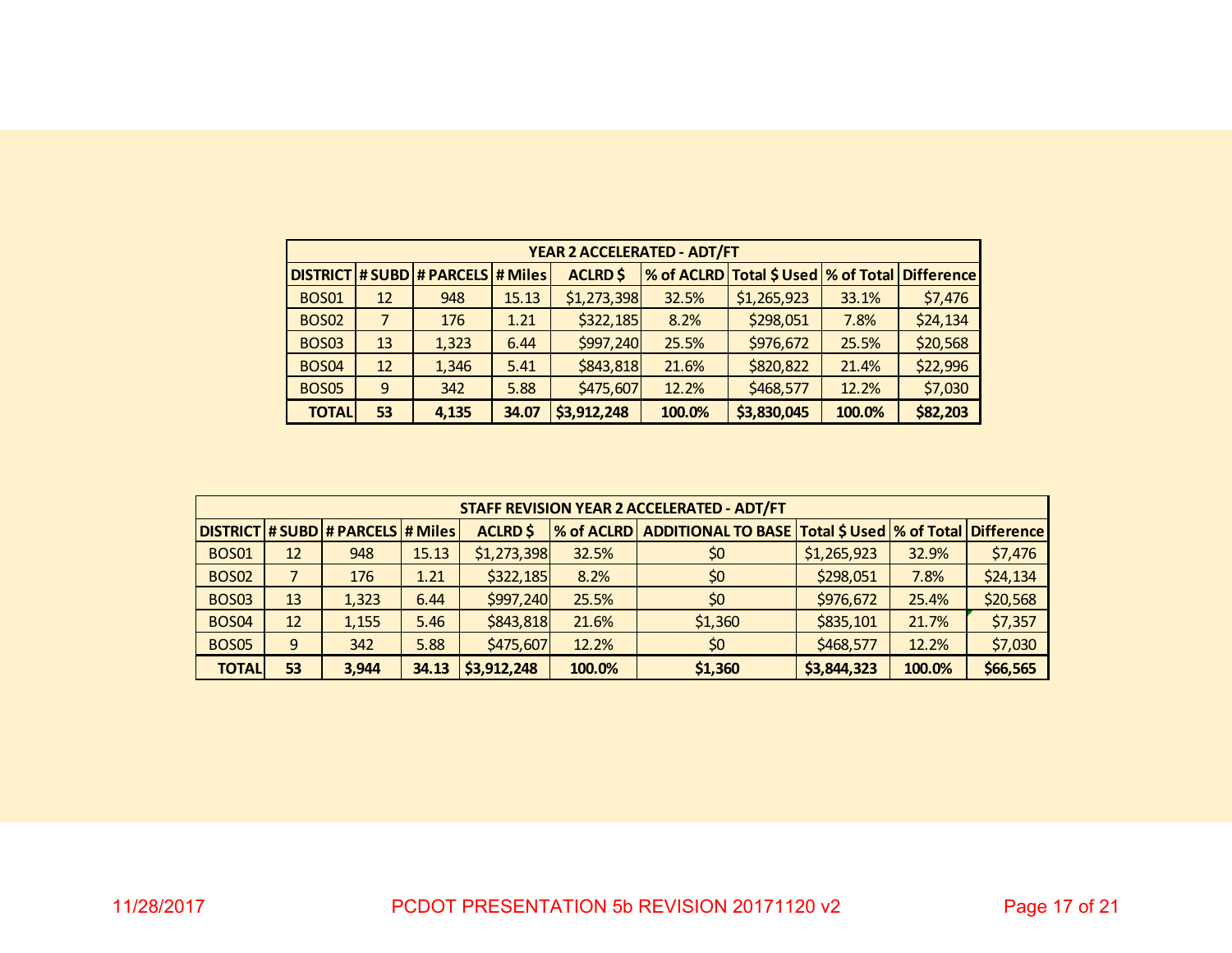| YEAR 2 ACCELERATED - ADT/FT | | | | | | | | |
|---|---|---|---|---|---|---|---|---|
| DISTRICT | # SUBD | # PARCELS | # Miles | ACLRD $ | % of ACLRD | Total $ Used | % of Total | Difference |
| BOS01 | 12 | 948 | 15.13 | $1,273,398 | 32.5% | $1,265,923 | 33.1% | $7,476 |
| BOS02 | 7 | 176 | 1.21 | $322,185 | 8.2% | $298,051 | 7.8% | $24,134 |
| BOS03 | 13 | 1,323 | 6.44 | $997,240 | 25.5% | $976,672 | 25.5% | $20,568 |
| BOS04 | 12 | 1,346 | 5.41 | $843,818 | 21.6% | $820,822 | 21.4% | $22,996 |
| BOS05 | 9 | 342 | 5.88 | $475,607 | 12.2% | $468,577 | 12.2% | $7,030 |
| **TOTAL** | **53** | **4,135** | **34.07** | **$3,912,248** | **100.0%** | **$3,830,045** | **100.0%** | **$82,203** |

| STAFF REVISION YEAR 2 ACCELERATED - ADT/FT | | | | | | | | | |
|---|---|---|---|---|---|---|---|---|---|
| DISTRICT | # SUBD | # PARCELS | # Miles | ACLRD $ | % of ACLRD | ADDITIONAL TO BASE | Total $ Used | % of Total | Difference |
| BOS01 | 12 | 948 | 15.13 | $1,273,398 | 32.5% | $0 | $1,265,923 | 32.9% | $7,476 |
| BOS02 | 7 | 176 | 1.21 | $322,185 | 8.2% | $0 | $298,051 | 7.8% | $24,134 |
| BOS03 | 13 | 1,323 | 6.44 | $997,240 | 25.5% | $0 | $976,672 | 25.4% | $20,568 |
| BOS04 | 12 | 1,155 | 5.46 | $843,818 | 21.6% | $1,360 | $835,101 | 21.7% | $7,357 |
| BOS05 | 9 | 342 | 5.88 | $475,607 | 12.2% | $0 | $468,577 | 12.2% | $7,030 |
| **TOTAL** | **53** | **3,944** | **34.13** | **$3,912,248** | **100.0%** | **$1,360** | **$3,844,323** | **100.0%** | **$66,565** |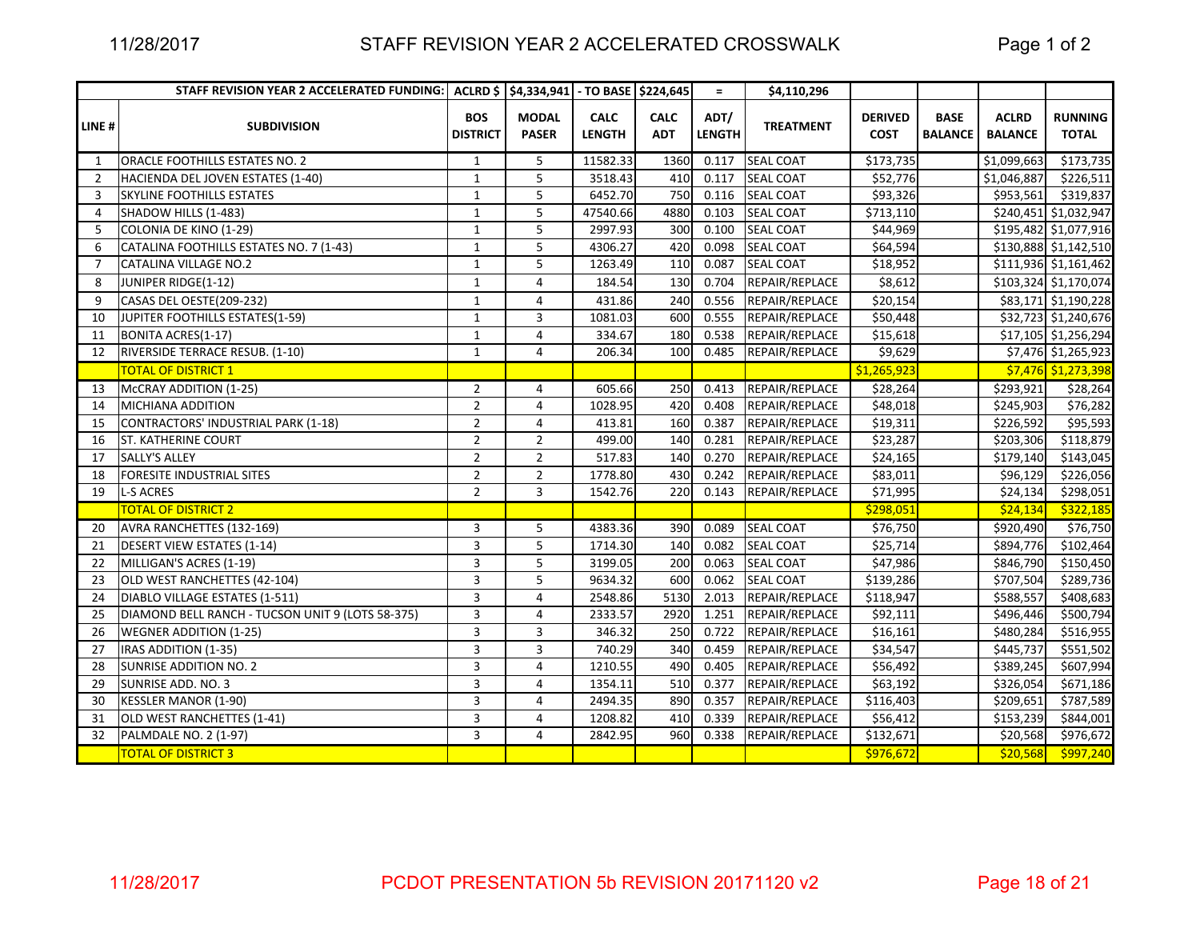| STAFF REVISION YEAR 2 ACCELERATED FUNDING: | | ACLRD $ | $4,334,941 | - TO BASE | $224,645 | = | $4,110,296 | | | | |
|---|---|---|---|---|---|---|---|---|---|---|---|
| LINE # | SUBDIVISION | BOS DISTRICT | MODAL PASER | CALC LENGTH | CALC ADT | ADT/ LENGTH | TREATMENT | DERIVED COST | BASE BALANCE | ACLRD BALANCE | RUNNING TOTAL |
| 1 | ORACLE FOOTHILLS ESTATES NO. 2 | 1 | 5 | 11582.33 | 1360 | 0.117 | SEAL COAT | $173,735 | | $1,099,663 | $173,735 |
| 2 | HACIENDA DEL JOVEN ESTATES (1-40) | 1 | 5 | 3518.43 | 410 | 0.117 | SEAL COAT | $52,776 | | $1,046,887 | $226,511 |
| 3 | SKYLINE FOOTHILLS ESTATES | 1 | 5 | 6452.70 | 750 | 0.116 | SEAL COAT | $93,326 | | $953,561 | $319,837 |
| 4 | SHADOW HILLS (1-483) | 1 | 5 | 47540.66 | 4880 | 0.103 | SEAL COAT | $713,110 | | $240,451 | $1,032,947 |
| 5 | COLONIA DE KINO (1-29) | 1 | 5 | 2997.93 | 300 | 0.100 | SEAL COAT | $44,969 | | $195,482 | $1,077,916 |
| 6 | CATALINA FOOTHILLS ESTATES NO. 7 (1-43) | 1 | 5 | 4306.27 | 420 | 0.098 | SEAL COAT | $64,594 | | $130,888 | $1,142,510 |
| 7 | CATALINA VILLAGE NO.2 | 1 | 5 | 1263.49 | 110 | 0.087 | SEAL COAT | $18,952 | | $111,936 | $1,161,462 |
| 8 | JUNIPER RIDGE(1-12) | 1 | 4 | 184.54 | 130 | 0.704 | REPAIR/REPLACE | $8,612 | | $103,324 | $1,170,074 |
| 9 | CASAS DEL OESTE(209-232) | 1 | 4 | 431.86 | 240 | 0.556 | REPAIR/REPLACE | $20,154 | | $83,171 | $1,190,228 |
| 10 | JUPITER FOOTHILLS ESTATES(1-59) | 1 | 3 | 1081.03 | 600 | 0.555 | REPAIR/REPLACE | $50,448 | | $32,723 | $1,240,676 |
| 11 | BONITA ACRES(1-17) | 1 | 4 | 334.67 | 180 | 0.538 | REPAIR/REPLACE | $15,618 | | $17,105 | $1,256,294 |
| 12 | RIVERSIDE TERRACE RESUB. (1-10) | 1 | 4 | 206.34 | 100 | 0.485 | REPAIR/REPLACE | $9,629 | | $7,476 | $1,265,923 |
| | TOTAL OF DISTRICT 1 | | | | | | | $1,265,923 | | $7,476 | $1,273,398 |
| 13 | McCRAY ADDITION (1-25) | 2 | 4 | 605.66 | 250 | 0.413 | REPAIR/REPLACE | $28,264 | | $293,921 | $28,264 |
| 14 | MICHIANA ADDITION | 2 | 4 | 1028.95 | 420 | 0.408 | REPAIR/REPLACE | $48,018 | | $245,903 | $76,282 |
| 15 | CONTRACTORS' INDUSTRIAL PARK (1-18) | 2 | 4 | 413.81 | 160 | 0.387 | REPAIR/REPLACE | $19,311 | | $226,592 | $95,593 |
| 16 | ST. KATHERINE COURT | 2 | 2 | 499.00 | 140 | 0.281 | REPAIR/REPLACE | $23,287 | | $203,306 | $118,879 |
| 17 | SALLY'S ALLEY | 2 | 2 | 517.83 | 140 | 0.270 | REPAIR/REPLACE | $24,165 | | $179,140 | $143,045 |
| 18 | FORESITE INDUSTRIAL SITES | 2 | 2 | 1778.80 | 430 | 0.242 | REPAIR/REPLACE | $83,011 | | $96,129 | $226,056 |
| 19 | L-S ACRES | 2 | 3 | 1542.76 | 220 | 0.143 | REPAIR/REPLACE | $71,995 | | $24,134 | $298,051 |
| | TOTAL OF DISTRICT 2 | | | | | | | $298,051 | | $24,134 | $322,185 |
| 20 | AVRA RANCHETTES (132-169) | 3 | 5 | 4383.36 | 390 | 0.089 | SEAL COAT | $76,750 | | $920,490 | $76,750 |
| 21 | DESERT VIEW ESTATES (1-14) | 3 | 5 | 1714.30 | 140 | 0.082 | SEAL COAT | $25,714 | | $894,776 | $102,464 |
| 22 | MILLIGAN'S ACRES (1-19) | 3 | 5 | 3199.05 | 200 | 0.063 | SEAL COAT | $47,986 | | $846,790 | $150,450 |
| 23 | OLD WEST RANCHETTES (42-104) | 3 | 5 | 9634.32 | 600 | 0.062 | SEAL COAT | $139,286 | | $707,504 | $289,736 |
| 24 | DIABLO VILLAGE ESTATES (1-511) | 3 | 4 | 2548.86 | 5130 | 2.013 | REPAIR/REPLACE | $118,947 | | $588,557 | $408,683 |
| 25 | DIAMOND BELL RANCH - TUCSON UNIT 9 (LOTS 58-375) | 3 | 4 | 2333.57 | 2920 | 1.251 | REPAIR/REPLACE | $92,111 | | $496,446 | $500,794 |
| 26 | WEGNER ADDITION (1-25) | 3 | 3 | 346.32 | 250 | 0.722 | REPAIR/REPLACE | $16,161 | | $480,284 | $516,955 |
| 27 | IRAS ADDITION (1-35) | 3 | 3 | 740.29 | 340 | 0.459 | REPAIR/REPLACE | $34,547 | | $445,737 | $551,502 |
| 28 | SUNRISE ADDITION NO. 2 | 3 | 4 | 1210.55 | 490 | 0.405 | REPAIR/REPLACE | $56,492 | | $389,245 | $607,994 |
| 29 | SUNRISE ADD. NO. 3 | 3 | 4 | 1354.11 | 510 | 0.377 | REPAIR/REPLACE | $63,192 | | $326,054 | $671,186 |
| 30 | KESSLER MANOR (1-90) | 3 | 4 | 2494.35 | 890 | 0.357 | REPAIR/REPLACE | $116,403 | | $209,651 | $787,589 |
| 31 | OLD WEST RANCHETTES (1-41) | 3 | 4 | 1208.82 | 410 | 0.339 | REPAIR/REPLACE | $56,412 | | $153,239 | $844,001 |
| 32 | PALMDALE NO. 2 (1-97) | 3 | 4 | 2842.95 | 960 | 0.338 | REPAIR/REPLACE | $132,671 | | $20,568 | $976,672 |
| | TOTAL OF DISTRICT 3 | | | | | | | $976,672 | | $20,568 | $997,240 |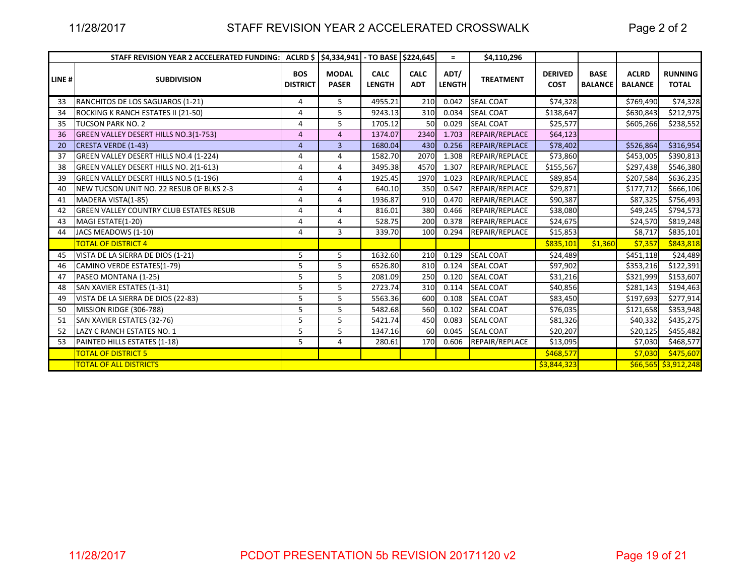# STAFF REVISION YEAR 2 ACCELERATED CROSSWALK

| STAFF REVISION YEAR 2 ACCELERATED FUNDING: | | ACLRD $ | $4,334,941 | - TO BASE | $224,645 | = | $4,110,296 | | | | |
|---|---|---|---|---|---|---|---|---|---|---|---|
| LINE # | SUBDIVISION | BOS DISTRICT | MODAL PASER | CALC LENGTH | CALC ADT | ADT/ LENGTH | TREATMENT | DERIVED COST | BASE BALANCE | ACLRD BALANCE | RUNNING TOTAL |
| 33 | RANCHITOS DE LOS SAGUAROS (1-21) | 4 | 5 | 4955.21 | 210 | 0.042 | SEAL COAT | $74,328 | | $769,490 | $74,328 |
| 34 | ROCKING K RANCH ESTATES II (21-50) | 4 | 5 | 9243.13 | 310 | 0.034 | SEAL COAT | $138,647 | | $630,843 | $212,975 |
| 35 | TUCSON PARK NO. 2 | 4 | 5 | 1705.12 | 50 | 0.029 | SEAL COAT | $25,577 | | $605,266 | $238,552 |
| 36 | GREEN VALLEY DESERT HILLS NO.3(1-753) | 4 | 4 | 1374.07 | 2340 | 1.703 | REPAIR/REPLACE | $64,123 | | | |
| 20 | CRESTA VERDE (1-43) | 4 | 3 | 1680.04 | 430 | 0.256 | REPAIR/REPLACE | $78,402 | | $526,864 | $316,954 |
| 37 | GREEN VALLEY DESERT HILLS NO.4 (1-224) | 4 | 4 | 1582.70 | 2070 | 1.308 | REPAIR/REPLACE | $73,860 | | $453,005 | $390,813 |
| 38 | GREEN VALLEY DESERT HILLS NO. 2(1-613) | 4 | 4 | 3495.38 | 4570 | 1.307 | REPAIR/REPLACE | $155,567 | | $297,438 | $546,380 |
| 39 | GREEN VALLEY DESERT HILLS NO.5 (1-196) | 4 | 4 | 1925.45 | 1970 | 1.023 | REPAIR/REPLACE | $89,854 | | $207,584 | $636,235 |
| 40 | NEW TUCSON UNIT NO. 22 RESUB OF BLKS 2-3 | 4 | 4 | 640.10 | 350 | 0.547 | REPAIR/REPLACE | $29,871 | | $177,712 | $666,106 |
| 41 | MADERA VISTA(1-85) | 4 | 4 | 1936.87 | 910 | 0.470 | REPAIR/REPLACE | $90,387 | | $87,325 | $756,493 |
| 42 | GREEN VALLEY COUNTRY CLUB ESTATES RESUB | 4 | 4 | 816.01 | 380 | 0.466 | REPAIR/REPLACE | $38,080 | | $49,245 | $794,573 |
| 43 | MAGI ESTATE(1-20) | 4 | 4 | 528.75 | 200 | 0.378 | REPAIR/REPLACE | $24,675 | | $24,570 | $819,248 |
| 44 | JACS MEADOWS (1-10) | 4 | 3 | 339.70 | 100 | 0.294 | REPAIR/REPLACE | $15,853 | | $8,717 | $835,101 |
| | TOTAL OF DISTRICT 4 | | | | | | | $835,101 | $1,360 | $7,357 | $843,818 |
| 45 | VISTA DE LA SIERRA DE DIOS (1-21) | 5 | 5 | 1632.60 | 210 | 0.129 | SEAL COAT | $24,489 | | $451,118 | $24,489 |
| 46 | CAMINO VERDE ESTATES(1-79) | 5 | 5 | 6526.80 | 810 | 0.124 | SEAL COAT | $97,902 | | $353,216 | $122,391 |
| 47 | PASEO MONTANA (1-25) | 5 | 5 | 2081.09 | 250 | 0.120 | SEAL COAT | $31,216 | | $321,999 | $153,607 |
| 48 | SAN XAVIER ESTATES (1-31) | 5 | 5 | 2723.74 | 310 | 0.114 | SEAL COAT | $40,856 | | $281,143 | $194,463 |
| 49 | VISTA DE LA SIERRA DE DIOS (22-83) | 5 | 5 | 5563.36 | 600 | 0.108 | SEAL COAT | $83,450 | | $197,693 | $277,914 |
| 50 | MISSION RIDGE (306-788) | 5 | 5 | 5482.68 | 560 | 0.102 | SEAL COAT | $76,035 | | $121,658 | $353,948 |
| 51 | SAN XAVIER ESTATES (32-76) | 5 | 5 | 5421.74 | 450 | 0.083 | SEAL COAT | $81,326 | | $40,332 | $435,275 |
| 52 | LAZY C RANCH ESTATES NO. 1 | 5 | 5 | 1347.16 | 60 | 0.045 | SEAL COAT | $20,207 | | $20,125 | $455,482 |
| 53 | PAINTED HILLS ESTATES (1-18) | 5 | 4 | 280.61 | 170 | 0.606 | REPAIR/REPLACE | $13,095 | | $7,030 | $468,577 |
| | TOTAL OF DISTRICT 5 | | | | | | | $468,577 | | $7,030 | $475,607 |
| | TOTAL OF ALL DISTRICTS | | | | | | | $3,844,323 | | $66,565 | $3,912,248 |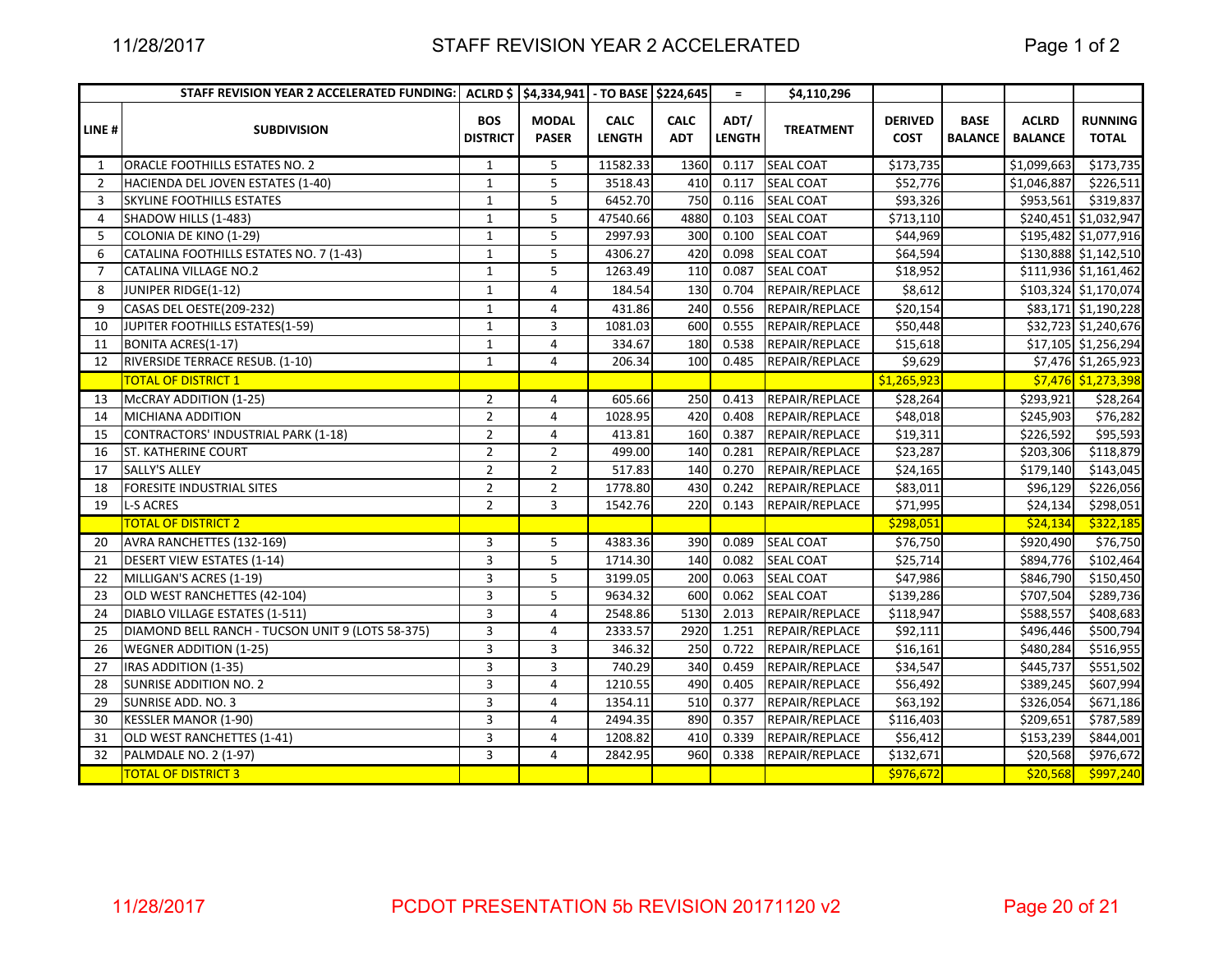# STAFF REVISION YEAR 2 ACCELERATED

| | STAFF REVISION YEAR 2 ACCELERATED FUNDING: | ACLRD $ | $4,334,941 | - TO BASE | $224,645 | = | $4,110,296 | | | | |
|---|---|---|---|---|---|---|---|---|---|---|---|
| LINE # | SUBDIVISION | BOS DISTRICT | MODAL PASER | CALC LENGTH | CALC ADT | ADT/ LENGTH | TREATMENT | DERIVED COST | BASE BALANCE | ACLRD BALANCE | RUNNING TOTAL |
| 1 | ORACLE FOOTHILLS ESTATES NO. 2 | 1 | 5 | 11582.33 | 1360 | 0.117 | SEAL COAT | $173,735 | | $1,099,663 | $173,735 |
| 2 | HACIENDA DEL JOVEN ESTATES (1-40) | 1 | 5 | 3518.43 | 410 | 0.117 | SEAL COAT | $52,776 | | $1,046,887 | $226,511 |
| 3 | SKYLINE FOOTHILLS ESTATES | 1 | 5 | 6452.70 | 750 | 0.116 | SEAL COAT | $93,326 | | $953,561 | $319,837 |
| 4 | SHADOW HILLS (1-483) | 1 | 5 | 47540.66 | 4880 | 0.103 | SEAL COAT | $713,110 | | $240,451 | $1,032,947 |
| 5 | COLONIA DE KINO (1-29) | 1 | 5 | 2997.93 | 300 | 0.100 | SEAL COAT | $44,969 | | $195,482 | $1,077,916 |
| 6 | CATALINA FOOTHILLS ESTATES NO. 7 (1-43) | 1 | 5 | 4306.27 | 420 | 0.098 | SEAL COAT | $64,594 | | $130,888 | $1,142,510 |
| 7 | CATALINA VILLAGE NO.2 | 1 | 5 | 1263.49 | 110 | 0.087 | SEAL COAT | $18,952 | | $111,936 | $1,161,462 |
| 8 | JUNIPER RIDGE(1-12) | 1 | 4 | 184.54 | 130 | 0.704 | REPAIR/REPLACE | $8,612 | | $103,324 | $1,170,074 |
| 9 | CASAS DEL OESTE(209-232) | 1 | 4 | 431.86 | 240 | 0.556 | REPAIR/REPLACE | $20,154 | | $83,171 | $1,190,228 |
| 10 | JUPITER FOOTHILLS ESTATES(1-59) | 1 | 3 | 1081.03 | 600 | 0.555 | REPAIR/REPLACE | $50,448 | | $32,723 | $1,240,676 |
| 11 | BONITA ACRES(1-17) | 1 | 4 | 334.67 | 180 | 0.538 | REPAIR/REPLACE | $15,618 | | $17,105 | $1,256,294 |
| 12 | RIVERSIDE TERRACE RESUB. (1-10) | 1 | 4 | 206.34 | 100 | 0.485 | REPAIR/REPLACE | $9,629 | | $7,476 | $1,265,923 |
| | TOTAL OF DISTRICT 1 | | | | | | | $1,265,923 | | $7,476 | $1,273,398 |
| 13 | McCRAY ADDITION (1-25) | 2 | 4 | 605.66 | 250 | 0.413 | REPAIR/REPLACE | $28,264 | | $293,921 | $28,264 |
| 14 | MICHIANA ADDITION | 2 | 4 | 1028.95 | 420 | 0.408 | REPAIR/REPLACE | $48,018 | | $245,903 | $76,282 |
| 15 | CONTRACTORS' INDUSTRIAL PARK (1-18) | 2 | 4 | 413.81 | 160 | 0.387 | REPAIR/REPLACE | $19,311 | | $226,592 | $95,593 |
| 16 | ST. KATHERINE COURT | 2 | 2 | 499.00 | 140 | 0.281 | REPAIR/REPLACE | $23,287 | | $203,306 | $118,879 |
| 17 | SALLY'S ALLEY | 2 | 2 | 517.83 | 140 | 0.270 | REPAIR/REPLACE | $24,165 | | $179,140 | $143,045 |
| 18 | FORESITE INDUSTRIAL SITES | 2 | 2 | 1778.80 | 430 | 0.242 | REPAIR/REPLACE | $83,011 | | $96,129 | $226,056 |
| 19 | L-S ACRES | 2 | 3 | 1542.76 | 220 | 0.143 | REPAIR/REPLACE | $71,995 | | $24,134 | $298,051 |
| | TOTAL OF DISTRICT 2 | | | | | | | $298,051 | | $24,134 | $322,185 |
| 20 | AVRA RANCHETTES (132-169) | 3 | 5 | 4383.36 | 390 | 0.089 | SEAL COAT | $76,750 | | $920,490 | $76,750 |
| 21 | DESERT VIEW ESTATES (1-14) | 3 | 5 | 1714.30 | 140 | 0.082 | SEAL COAT | $25,714 | | $894,776 | $102,464 |
| 22 | MILLIGAN'S ACRES (1-19) | 3 | 5 | 3199.05 | 200 | 0.063 | SEAL COAT | $47,986 | | $846,790 | $150,450 |
| 23 | OLD WEST RANCHETTES (42-104) | 3 | 5 | 9634.32 | 600 | 0.062 | SEAL COAT | $139,286 | | $707,504 | $289,736 |
| 24 | DIABLO VILLAGE ESTATES (1-511) | 3 | 4 | 2548.86 | 5130 | 2.013 | REPAIR/REPLACE | $118,947 | | $588,557 | $408,683 |
| 25 | DIAMOND BELL RANCH - TUCSON UNIT 9 (LOTS 58-375) | 3 | 4 | 2333.57 | 2920 | 1.251 | REPAIR/REPLACE | $92,111 | | $496,446 | $500,794 |
| 26 | WEGNER ADDITION (1-25) | 3 | 3 | 346.32 | 250 | 0.722 | REPAIR/REPLACE | $16,161 | | $480,284 | $516,955 |
| 27 | IRAS ADDITION (1-35) | 3 | 3 | 740.29 | 340 | 0.459 | REPAIR/REPLACE | $34,547 | | $445,737 | $551,502 |
| 28 | SUNRISE ADDITION NO. 2 | 3 | 4 | 1210.55 | 490 | 0.405 | REPAIR/REPLACE | $56,492 | | $389,245 | $607,994 |
| 29 | SUNRISE ADD. NO. 3 | 3 | 4 | 1354.11 | 510 | 0.377 | REPAIR/REPLACE | $63,192 | | $326,054 | $671,186 |
| 30 | KESSLER MANOR (1-90) | 3 | 4 | 2494.35 | 890 | 0.357 | REPAIR/REPLACE | $116,403 | | $209,651 | $787,589 |
| 31 | OLD WEST RANCHETTES (1-41) | 3 | 4 | 1208.82 | 410 | 0.339 | REPAIR/REPLACE | $56,412 | | $153,239 | $844,001 |
| 32 | PALMDALE NO. 2 (1-97) | 3 | 4 | 2842.95 | 960 | 0.338 | REPAIR/REPLACE | $132,671 | | $20,568 | $976,672 |
| | TOTAL OF DISTRICT 3 | | | | | | | $976,672 | | $20,568 | $997,240 |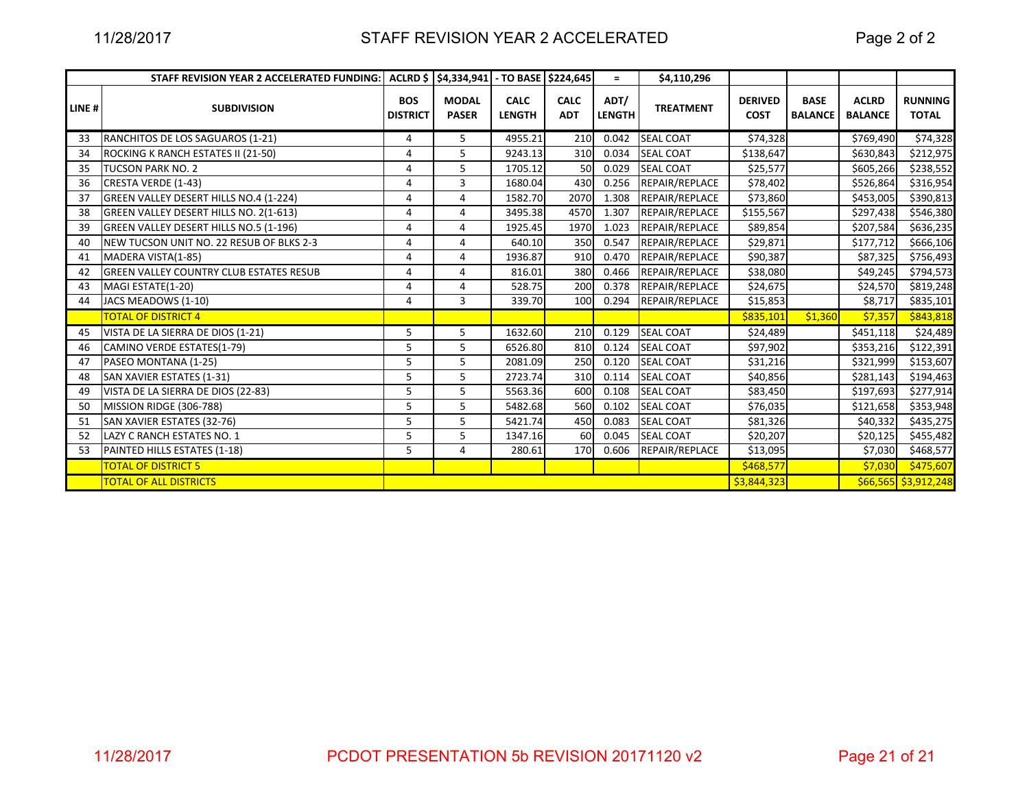# STAFF REVISION YEAR 2 ACCELERATED

| STAFF REVISION YEAR 2 ACCELERATED FUNDING: | | ACLRD $ | $4,334,941 | - TO BASE | $224,645 | = | $4,110,296 | | | | |
|---|---|---|---|---|---|---|---|---|---|---|---|
| LINE # | SUBDIVISION | BOS DISTRICT | MODAL PASER | CALC LENGTH | CALC ADT | ADT/ LENGTH | TREATMENT | DERIVED COST | BASE BALANCE | ACLRD BALANCE | RUNNING TOTAL |
| 33 | RANCHITOS DE LOS SAGUAROS (1-21) | 4 | 5 | 4955.21 | 210 | 0.042 | SEAL COAT | $74,328 | | $769,490 | $74,328 |
| 34 | ROCKING K RANCH ESTATES II (21-50) | 4 | 5 | 9243.13 | 310 | 0.034 | SEAL COAT | $138,647 | | $630,843 | $212,975 |
| 35 | TUCSON PARK NO. 2 | 4 | 5 | 1705.12 | 50 | 0.029 | SEAL COAT | $25,577 | | $605,266 | $238,552 |
| 36 | CRESTA VERDE (1-43) | 4 | 3 | 1680.04 | 430 | 0.256 | REPAIR/REPLACE | $78,402 | | $526,864 | $316,954 |
| 37 | GREEN VALLEY DESERT HILLS NO.4 (1-224) | 4 | 4 | 1582.70 | 2070 | 1.308 | REPAIR/REPLACE | $73,860 | | $453,005 | $390,813 |
| 38 | GREEN VALLEY DESERT HILLS NO. 2(1-613) | 4 | 4 | 3495.38 | 4570 | 1.307 | REPAIR/REPLACE | $155,567 | | $297,438 | $546,380 |
| 39 | GREEN VALLEY DESERT HILLS NO.5 (1-196) | 4 | 4 | 1925.45 | 1970 | 1.023 | REPAIR/REPLACE | $89,854 | | $207,584 | $636,235 |
| 40 | NEW TUCSON UNIT NO. 22 RESUB OF BLKS 2-3 | 4 | 4 | 640.10 | 350 | 0.547 | REPAIR/REPLACE | $29,871 | | $177,712 | $666,106 |
| 41 | MADERA VISTA(1-85) | 4 | 4 | 1936.87 | 910 | 0.470 | REPAIR/REPLACE | $90,387 | | $87,325 | $756,493 |
| 42 | GREEN VALLEY COUNTRY CLUB ESTATES RESUB | 4 | 4 | 816.01 | 380 | 0.466 | REPAIR/REPLACE | $38,080 | | $49,245 | $794,573 |
| 43 | MAGI ESTATE(1-20) | 4 | 4 | 528.75 | 200 | 0.378 | REPAIR/REPLACE | $24,675 | | $24,570 | $819,248 |
| 44 | JACS MEADOWS (1-10) | 4 | 3 | 339.70 | 100 | 0.294 | REPAIR/REPLACE | $15,853 | | $8,717 | $835,101 |
| | TOTAL OF DISTRICT 4 | | | | | | | $835,101 | $1,360 | $7,357 | $843,818 |
| 45 | VISTA DE LA SIERRA DE DIOS (1-21) | 5 | 5 | 1632.60 | 210 | 0.129 | SEAL COAT | $24,489 | | $451,118 | $24,489 |
| 46 | CAMINO VERDE ESTATES(1-79) | 5 | 5 | 6526.80 | 810 | 0.124 | SEAL COAT | $97,902 | | $353,216 | $122,391 |
| 47 | PASEO MONTANA (1-25) | 5 | 5 | 2081.09 | 250 | 0.120 | SEAL COAT | $31,216 | | $321,999 | $153,607 |
| 48 | SAN XAVIER ESTATES (1-31) | 5 | 5 | 2723.74 | 310 | 0.114 | SEAL COAT | $40,856 | | $281,143 | $194,463 |
| 49 | VISTA DE LA SIERRA DE DIOS (22-83) | 5 | 5 | 5563.36 | 600 | 0.108 | SEAL COAT | $83,450 | | $197,693 | $277,914 |
| 50 | MISSION RIDGE (306-788) | 5 | 5 | 5482.68 | 560 | 0.102 | SEAL COAT | $76,035 | | $121,658 | $353,948 |
| 51 | SAN XAVIER ESTATES (32-76) | 5 | 5 | 5421.74 | 450 | 0.083 | SEAL COAT | $81,326 | | $40,332 | $435,275 |
| 52 | LAZY C RANCH ESTATES NO. 1 | 5 | 5 | 1347.16 | 60 | 0.045 | SEAL COAT | $20,207 | | $20,125 | $455,482 |
| 53 | PAINTED HILLS ESTATES (1-18) | 5 | 4 | 280.61 | 170 | 0.606 | REPAIR/REPLACE | $13,095 | | $7,030 | $468,577 |
| | TOTAL OF DISTRICT 5 | | | | | | | $468,577 | | $7,030 | $475,607 |
| | TOTAL OF ALL DISTRICTS | | | | | | | $3,844,323 | | $66,565 | $3,912,248 |